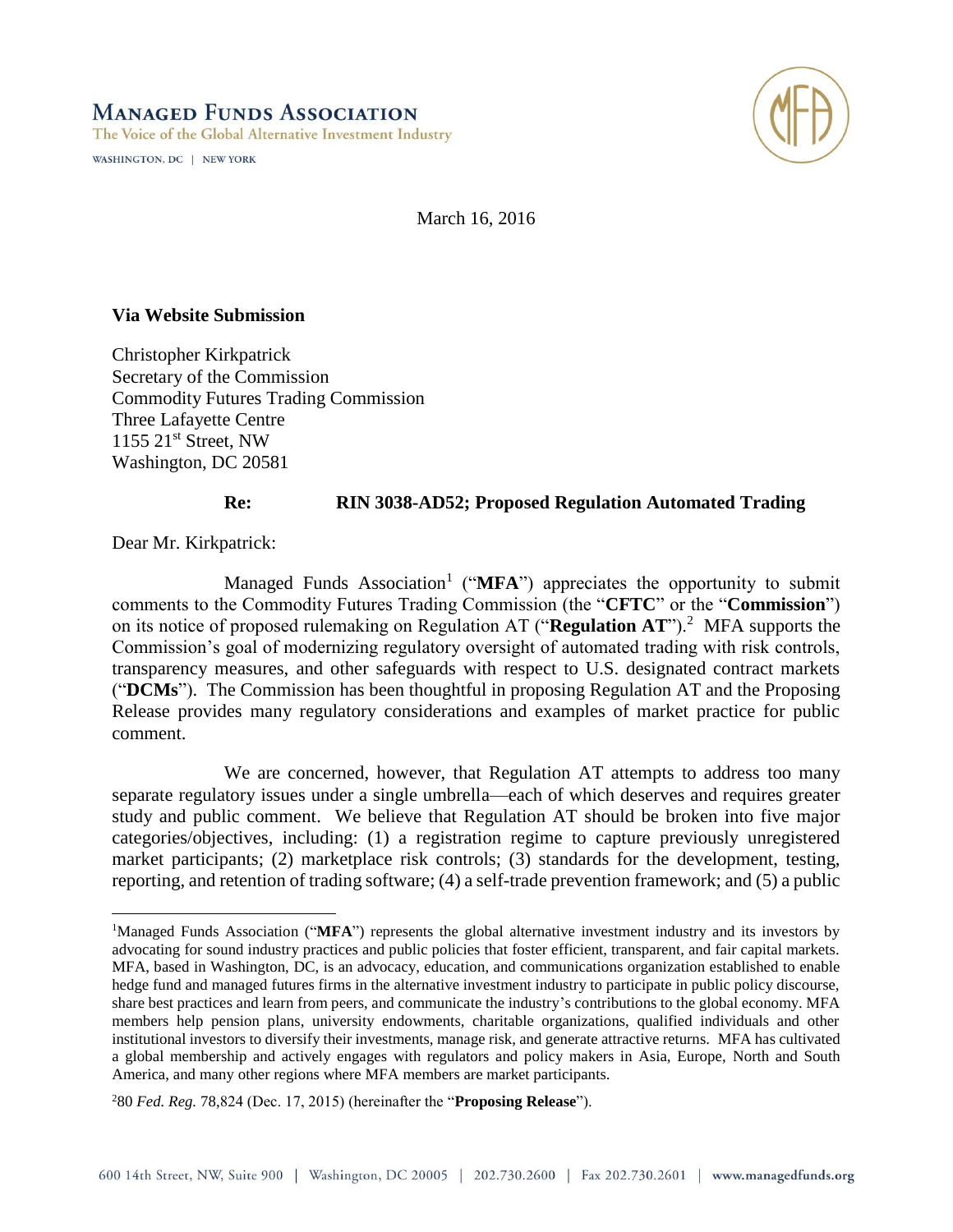**MANAGED FUNDS ASSOCIATION**
The Voice of the Global Alternative Investment Industry
WASHINGTON, DC | NEW YORK

March 16, 2016

**Via Website Submission**

Christopher Kirkpatrick
Secretary of the Commission
Commodity Futures Trading Commission
Three Lafayette Centre
1155 21st Street, NW
Washington, DC 20581

**Re: RIN 3038-AD52; Proposed Regulation Automated Trading**

Dear Mr. Kirkpatrick:

Managed Funds Association[1] ("**MFA**") appreciates the opportunity to submit comments to the Commodity Futures Trading Commission (the "**CFTC**" or the "**Commission**") on its notice of proposed rulemaking on Regulation AT ("**Regulation AT**").[2] MFA supports the Commission's goal of modernizing regulatory oversight of automated trading with risk controls, transparency measures, and other safeguards with respect to U.S. designated contract markets ("**DCMs**"). The Commission has been thoughtful in proposing Regulation AT and the Proposing Release provides many regulatory considerations and examples of market practice for public comment.

We are concerned, however, that Regulation AT attempts to address too many separate regulatory issues under a single umbrella—each of which deserves and requires greater study and public comment. We believe that Regulation AT should be broken into five major categories/objectives, including: (1) a registration regime to capture previously unregistered market participants; (2) marketplace risk controls; (3) standards for the development, testing, reporting, and retention of trading software; (4) a self-trade prevention framework; and (5) a public

[1] Managed Funds Association ("**MFA**") represents the global alternative investment industry and its investors by advocating for sound industry practices and public policies that foster efficient, transparent, and fair capital markets. MFA, based in Washington, DC, is an advocacy, education, and communications organization established to enable hedge fund and managed futures firms in the alternative investment industry to participate in public policy discourse, share best practices and learn from peers, and communicate the industry's contributions to the global economy. MFA members help pension plans, university endowments, charitable organizations, qualified individuals and other institutional investors to diversify their investments, manage risk, and generate attractive returns. MFA has cultivated a global membership and actively engages with regulators and policy makers in Asia, Europe, North and South America, and many other regions where MFA members are market participants.

[2] 80 *Fed. Reg.* 78,824 (Dec. 17, 2015) (hereinafter the "**Proposing Release**").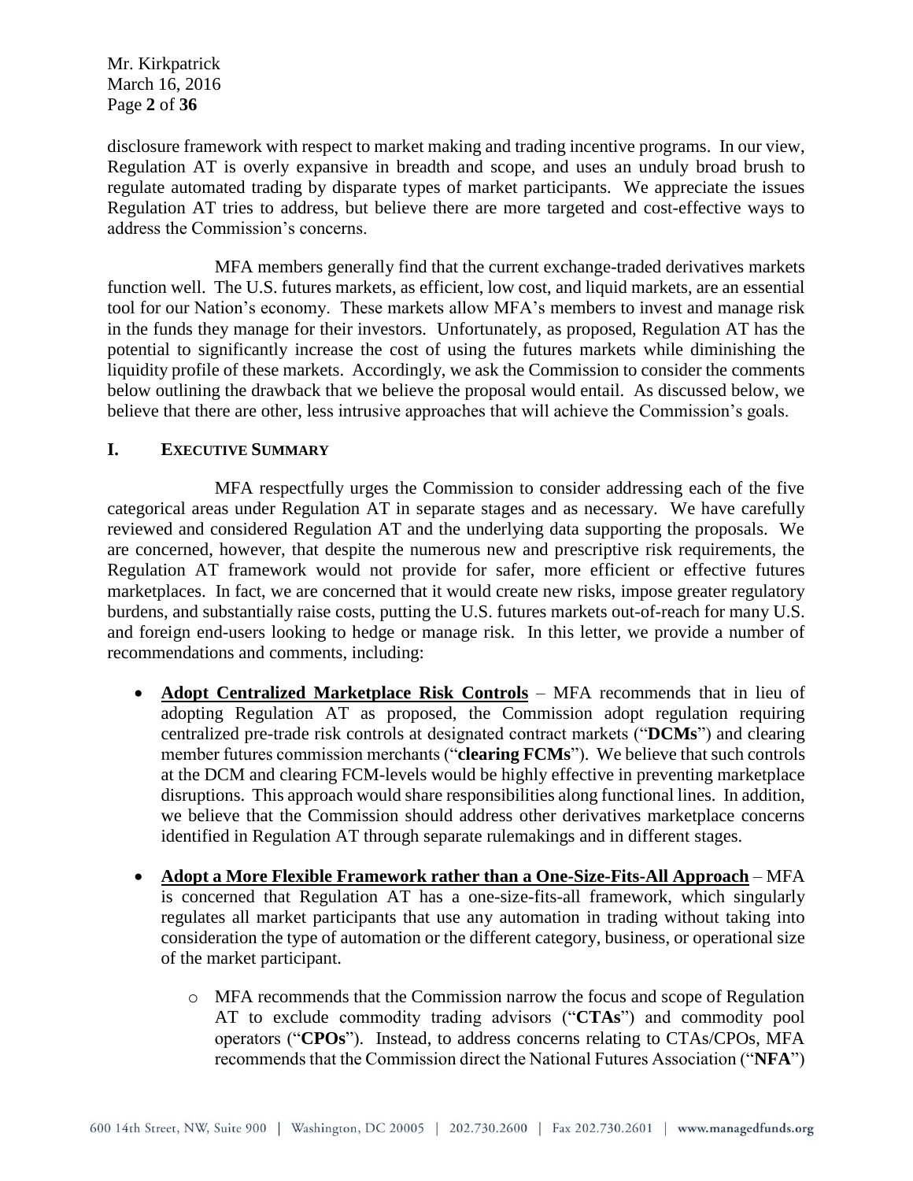disclosure framework with respect to market making and trading incentive programs. In our view, Regulation AT is overly expansive in breadth and scope, and uses an unduly broad brush to regulate automated trading by disparate types of market participants. We appreciate the issues Regulation AT tries to address, but believe there are more targeted and cost-effective ways to address the Commission's concerns.

MFA members generally find that the current exchange-traded derivatives markets function well. The U.S. futures markets, as efficient, low cost, and liquid markets, are an essential tool for our Nation's economy. These markets allow MFA's members to invest and manage risk in the funds they manage for their investors. Unfortunately, as proposed, Regulation AT has the potential to significantly increase the cost of using the futures markets while diminishing the liquidity profile of these markets. Accordingly, we ask the Commission to consider the comments below outlining the drawback that we believe the proposal would entail. As discussed below, we believe that there are other, less intrusive approaches that will achieve the Commission's goals.

## I. EXECUTIVE SUMMARY

MFA respectfully urges the Commission to consider addressing each of the five categorical areas under Regulation AT in separate stages and as necessary. We have carefully reviewed and considered Regulation AT and the underlying data supporting the proposals. We are concerned, however, that despite the numerous new and prescriptive risk requirements, the Regulation AT framework would not provide for safer, more efficient or effective futures marketplaces. In fact, we are concerned that it would create new risks, impose greater regulatory burdens, and substantially raise costs, putting the U.S. futures markets out-of-reach for many U.S. and foreign end-users looking to hedge or manage risk. In this letter, we provide a number of recommendations and comments, including:

- **Adopt Centralized Marketplace Risk Controls** – MFA recommends that in lieu of adopting Regulation AT as proposed, the Commission adopt regulation requiring centralized pre-trade risk controls at designated contract markets ("**DCMs**") and clearing member futures commission merchants ("**clearing FCMs**"). We believe that such controls at the DCM and clearing FCM-levels would be highly effective in preventing marketplace disruptions. This approach would share responsibilities along functional lines. In addition, we believe that the Commission should address other derivatives marketplace concerns identified in Regulation AT through separate rulemakings and in different stages.

- **Adopt a More Flexible Framework rather than a One-Size-Fits-All Approach** – MFA is concerned that Regulation AT has a one-size-fits-all framework, which singularly regulates all market participants that use any automation in trading without taking into consideration the type of automation or the different category, business, or operational size of the market participant.
  - MFA recommends that the Commission narrow the focus and scope of Regulation AT to exclude commodity trading advisors ("**CTAs**") and commodity pool operators ("**CPOs**"). Instead, to address concerns relating to CTAs/CPOs, MFA recommends that the Commission direct the National Futures Association ("**NFA**")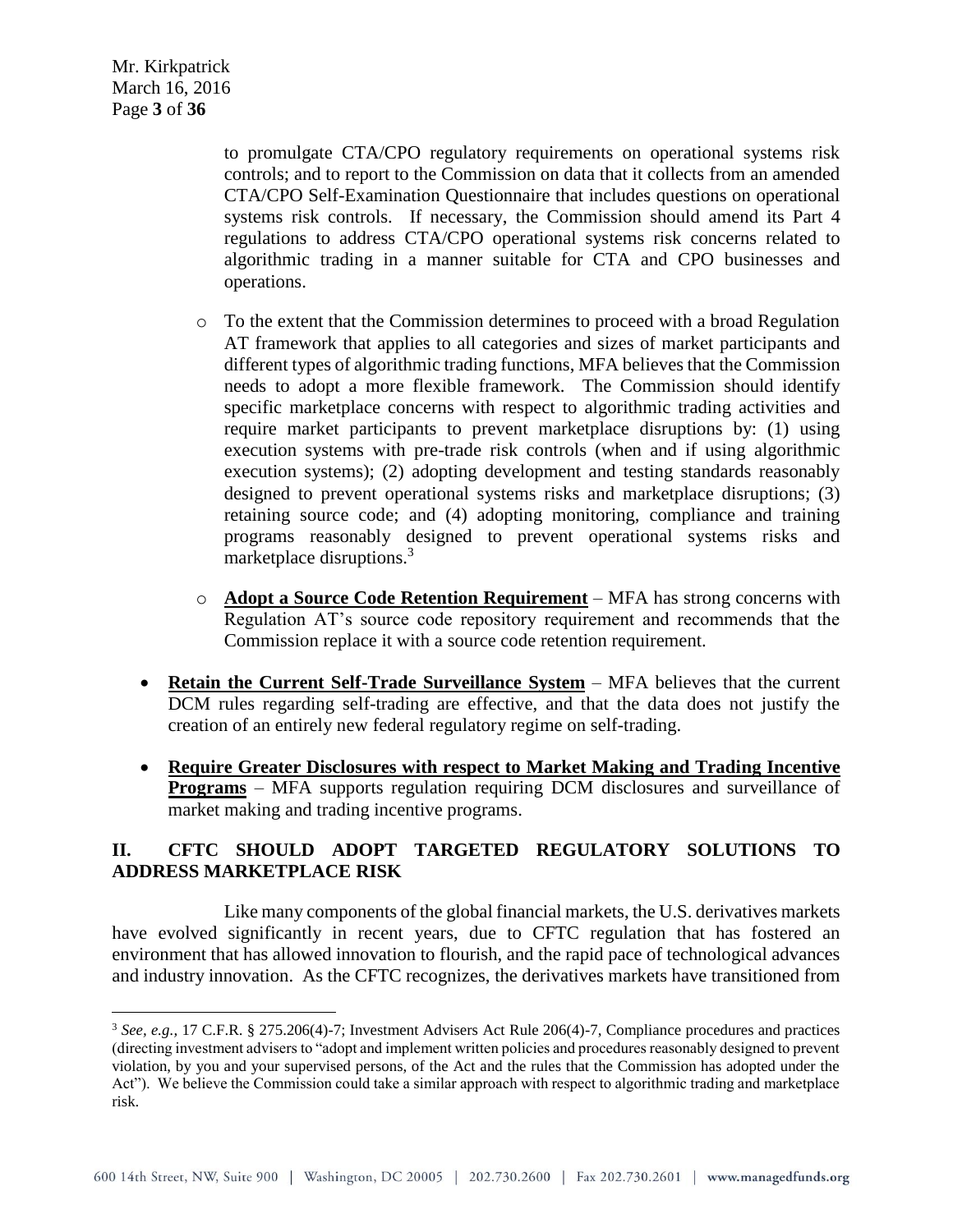to promulgate CTA/CPO regulatory requirements on operational systems risk controls; and to report to the Commission on data that it collects from an amended CTA/CPO Self-Examination Questionnaire that includes questions on operational systems risk controls. If necessary, the Commission should amend its Part 4 regulations to address CTA/CPO operational systems risk concerns related to algorithmic trading in a manner suitable for CTA and CPO businesses and operations.

  - To the extent that the Commission determines to proceed with a broad Regulation AT framework that applies to all categories and sizes of market participants and different types of algorithmic trading functions, MFA believes that the Commission needs to adopt a more flexible framework. The Commission should identify specific marketplace concerns with respect to algorithmic trading activities and require market participants to prevent marketplace disruptions by: (1) using execution systems with pre-trade risk controls (when and if using algorithmic execution systems); (2) adopting development and testing standards reasonably designed to prevent operational systems risks and marketplace disruptions; (3) retaining source code; and (4) adopting monitoring, compliance and training programs reasonably designed to prevent operational systems risks and marketplace disruptions.[3]

  - **Adopt a Source Code Retention Requirement** – MFA has strong concerns with Regulation AT's source code repository requirement and recommends that the Commission replace it with a source code retention requirement.

- **Retain the Current Self-Trade Surveillance System** – MFA believes that the current DCM rules regarding self-trading are effective, and that the data does not justify the creation of an entirely new federal regulatory regime on self-trading.

- **Require Greater Disclosures with respect to Market Making and Trading Incentive Programs** – MFA supports regulation requiring DCM disclosures and surveillance of market making and trading incentive programs.

## II. CFTC SHOULD ADOPT TARGETED REGULATORY SOLUTIONS TO ADDRESS MARKETPLACE RISK

Like many components of the global financial markets, the U.S. derivatives markets have evolved significantly in recent years, due to CFTC regulation that has fostered an environment that has allowed innovation to flourish, and the rapid pace of technological advances and industry innovation. As the CFTC recognizes, the derivatives markets have transitioned from

[3] *See, e.g.*, 17 C.F.R. § 275.206(4)-7; Investment Advisers Act Rule 206(4)-7, Compliance procedures and practices (directing investment advisers to "adopt and implement written policies and procedures reasonably designed to prevent violation, by you and your supervised persons, of the Act and the rules that the Commission has adopted under the Act"). We believe the Commission could take a similar approach with respect to algorithmic trading and marketplace risk.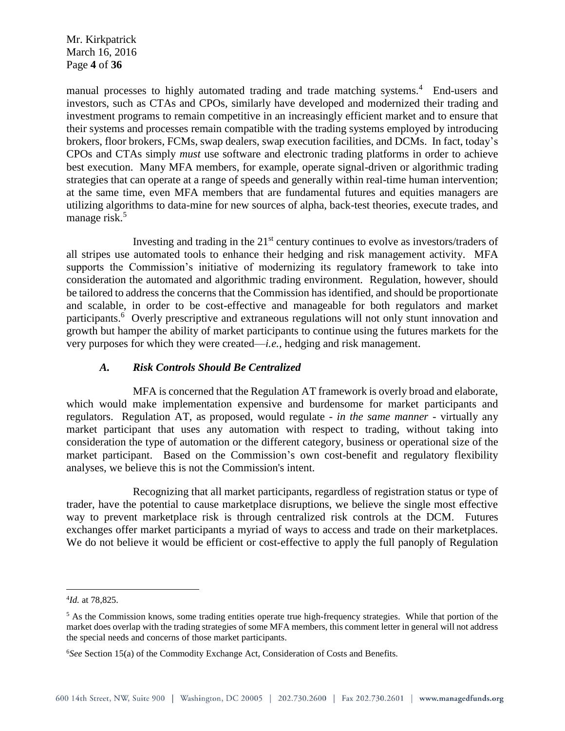manual processes to highly automated trading and trade matching systems.[4] End-users and investors, such as CTAs and CPOs, similarly have developed and modernized their trading and investment programs to remain competitive in an increasingly efficient market and to ensure that their systems and processes remain compatible with the trading systems employed by introducing brokers, floor brokers, FCMs, swap dealers, swap execution facilities, and DCMs. In fact, today's CPOs and CTAs simply *must* use software and electronic trading platforms in order to achieve best execution. Many MFA members, for example, operate signal-driven or algorithmic trading strategies that can operate at a range of speeds and generally within real-time human intervention; at the same time, even MFA members that are fundamental futures and equities managers are utilizing algorithms to data-mine for new sources of alpha, back-test theories, execute trades, and manage risk.[5]

Investing and trading in the 21st century continues to evolve as investors/traders of all stripes use automated tools to enhance their hedging and risk management activity. MFA supports the Commission's initiative of modernizing its regulatory framework to take into consideration the automated and algorithmic trading environment. Regulation, however, should be tailored to address the concerns that the Commission has identified, and should be proportionate and scalable, in order to be cost-effective and manageable for both regulators and market participants.[6] Overly prescriptive and extraneous regulations will not only stunt innovation and growth but hamper the ability of market participants to continue using the futures markets for the very purposes for which they were created—*i.e.*, hedging and risk management.

### *A. Risk Controls Should Be Centralized*

MFA is concerned that the Regulation AT framework is overly broad and elaborate, which would make implementation expensive and burdensome for market participants and regulators. Regulation AT, as proposed, would regulate - *in the same manner* - virtually any market participant that uses any automation with respect to trading, without taking into consideration the type of automation or the different category, business or operational size of the market participant. Based on the Commission's own cost-benefit and regulatory flexibility analyses, we believe this is not the Commission's intent.

Recognizing that all market participants, regardless of registration status or type of trader, have the potential to cause marketplace disruptions, we believe the single most effective way to prevent marketplace risk is through centralized risk controls at the DCM. Futures exchanges offer market participants a myriad of ways to access and trade on their marketplaces. We do not believe it would be efficient or cost-effective to apply the full panoply of Regulation

---

[4] *Id.* at 78,825.

[5] As the Commission knows, some trading entities operate true high-frequency strategies. While that portion of the market does overlap with the trading strategies of some MFA members, this comment letter in general will not address the special needs and concerns of those market participants.

[6] *See* Section 15(a) of the Commodity Exchange Act, Consideration of Costs and Benefits.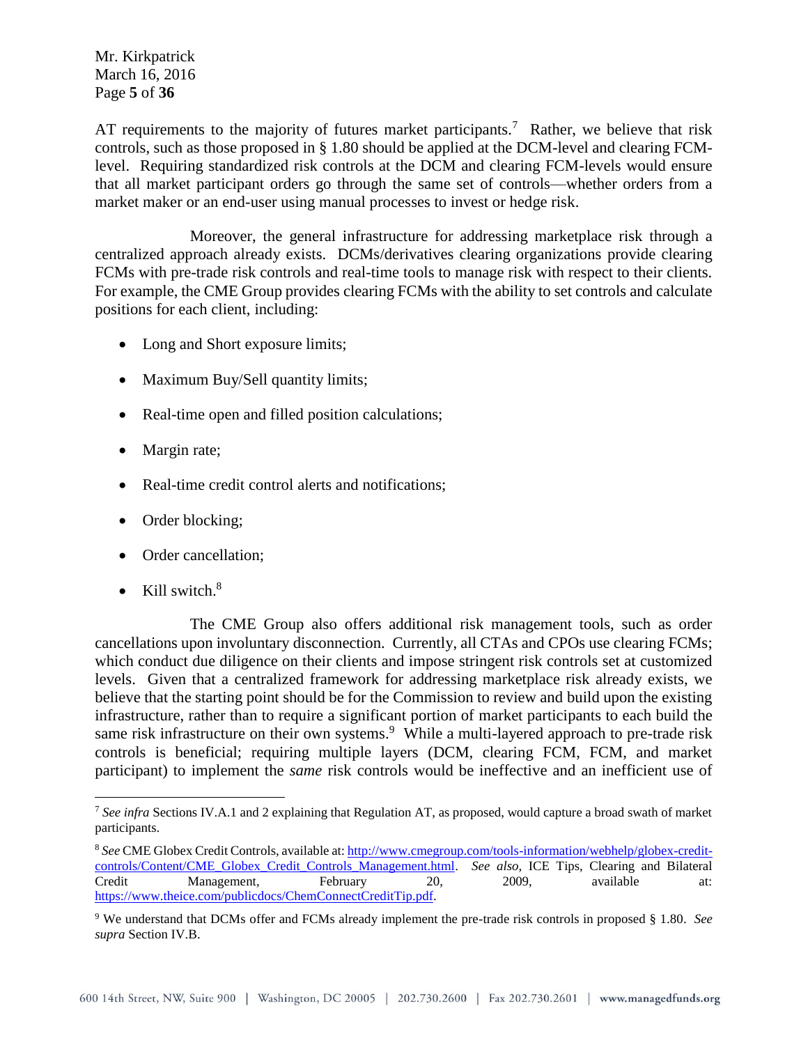AT requirements to the majority of futures market participants.[7] Rather, we believe that risk controls, such as those proposed in § 1.80 should be applied at the DCM-level and clearing FCM-level. Requiring standardized risk controls at the DCM and clearing FCM-levels would ensure that all market participant orders go through the same set of controls—whether orders from a market maker or an end-user using manual processes to invest or hedge risk.

Moreover, the general infrastructure for addressing marketplace risk through a centralized approach already exists. DCMs/derivatives clearing organizations provide clearing FCMs with pre-trade risk controls and real-time tools to manage risk with respect to their clients. For example, the CME Group provides clearing FCMs with the ability to set controls and calculate positions for each client, including:

- Long and Short exposure limits;
- Maximum Buy/Sell quantity limits;
- Real-time open and filled position calculations;
- Margin rate;
- Real-time credit control alerts and notifications;
- Order blocking;
- Order cancellation;
- Kill switch.[8]

The CME Group also offers additional risk management tools, such as order cancellations upon involuntary disconnection. Currently, all CTAs and CPOs use clearing FCMs; which conduct due diligence on their clients and impose stringent risk controls set at customized levels. Given that a centralized framework for addressing marketplace risk already exists, we believe that the starting point should be for the Commission to review and build upon the existing infrastructure, rather than to require a significant portion of market participants to each build the same risk infrastructure on their own systems.[9] While a multi-layered approach to pre-trade risk controls is beneficial; requiring multiple layers (DCM, clearing FCM, FCM, and market participant) to implement the *same* risk controls would be ineffective and an inefficient use of

---

[7] *See infra* Sections IV.A.1 and 2 explaining that Regulation AT, as proposed, would capture a broad swath of market participants.

[8] *See* CME Globex Credit Controls, available at: http://www.cmegroup.com/tools-information/webhelp/globex-credit-controls/Content/CME_Globex_Credit_Controls_Management.html. *See also*, ICE Tips, Clearing and Bilateral Credit Management, February 20, 2009, available at: https://www.theice.com/publicdocs/ChemConnectCreditTip.pdf.

[9] We understand that DCMs offer and FCMs already implement the pre-trade risk controls in proposed § 1.80. *See supra* Section IV.B.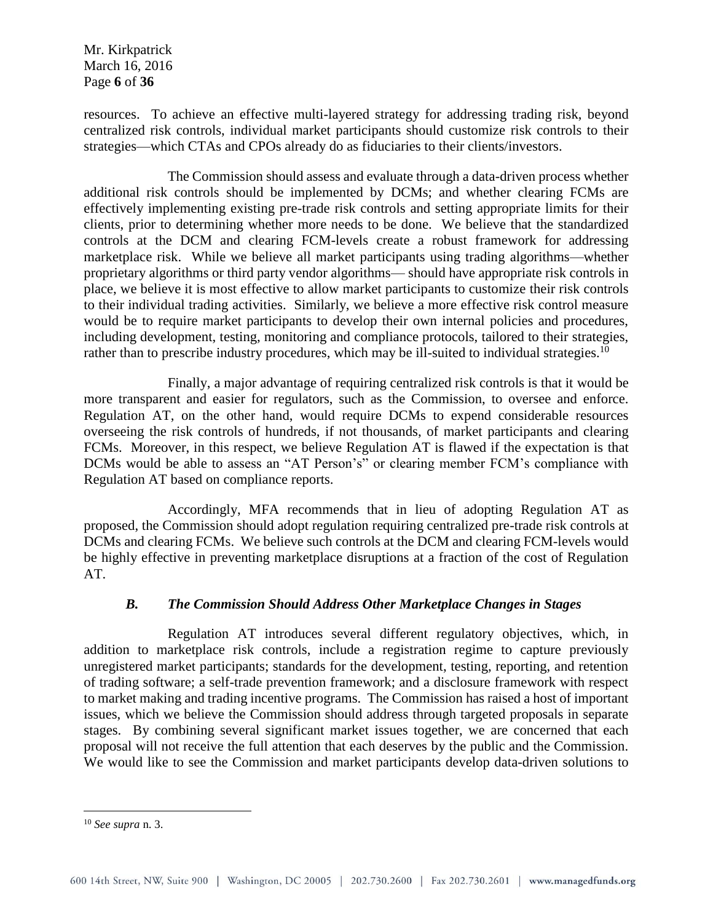resources. To achieve an effective multi-layered strategy for addressing trading risk, beyond centralized risk controls, individual market participants should customize risk controls to their strategies—which CTAs and CPOs already do as fiduciaries to their clients/investors.

The Commission should assess and evaluate through a data-driven process whether additional risk controls should be implemented by DCMs; and whether clearing FCMs are effectively implementing existing pre-trade risk controls and setting appropriate limits for their clients, prior to determining whether more needs to be done. We believe that the standardized controls at the DCM and clearing FCM-levels create a robust framework for addressing marketplace risk. While we believe all market participants using trading algorithms—whether proprietary algorithms or third party vendor algorithms— should have appropriate risk controls in place, we believe it is most effective to allow market participants to customize their risk controls to their individual trading activities. Similarly, we believe a more effective risk control measure would be to require market participants to develop their own internal policies and procedures, including development, testing, monitoring and compliance protocols, tailored to their strategies, rather than to prescribe industry procedures, which may be ill-suited to individual strategies.[10]

Finally, a major advantage of requiring centralized risk controls is that it would be more transparent and easier for regulators, such as the Commission, to oversee and enforce. Regulation AT, on the other hand, would require DCMs to expend considerable resources overseeing the risk controls of hundreds, if not thousands, of market participants and clearing FCMs. Moreover, in this respect, we believe Regulation AT is flawed if the expectation is that DCMs would be able to assess an "AT Person's" or clearing member FCM's compliance with Regulation AT based on compliance reports.

Accordingly, MFA recommends that in lieu of adopting Regulation AT as proposed, the Commission should adopt regulation requiring centralized pre-trade risk controls at DCMs and clearing FCMs. We believe such controls at the DCM and clearing FCM-levels would be highly effective in preventing marketplace disruptions at a fraction of the cost of Regulation AT.

### *B. The Commission Should Address Other Marketplace Changes in Stages*

Regulation AT introduces several different regulatory objectives, which, in addition to marketplace risk controls, include a registration regime to capture previously unregistered market participants; standards for the development, testing, reporting, and retention of trading software; a self-trade prevention framework; and a disclosure framework with respect to market making and trading incentive programs. The Commission has raised a host of important issues, which we believe the Commission should address through targeted proposals in separate stages. By combining several significant market issues together, we are concerned that each proposal will not receive the full attention that each deserves by the public and the Commission. We would like to see the Commission and market participants develop data-driven solutions to

---

[10] *See supra* n. 3.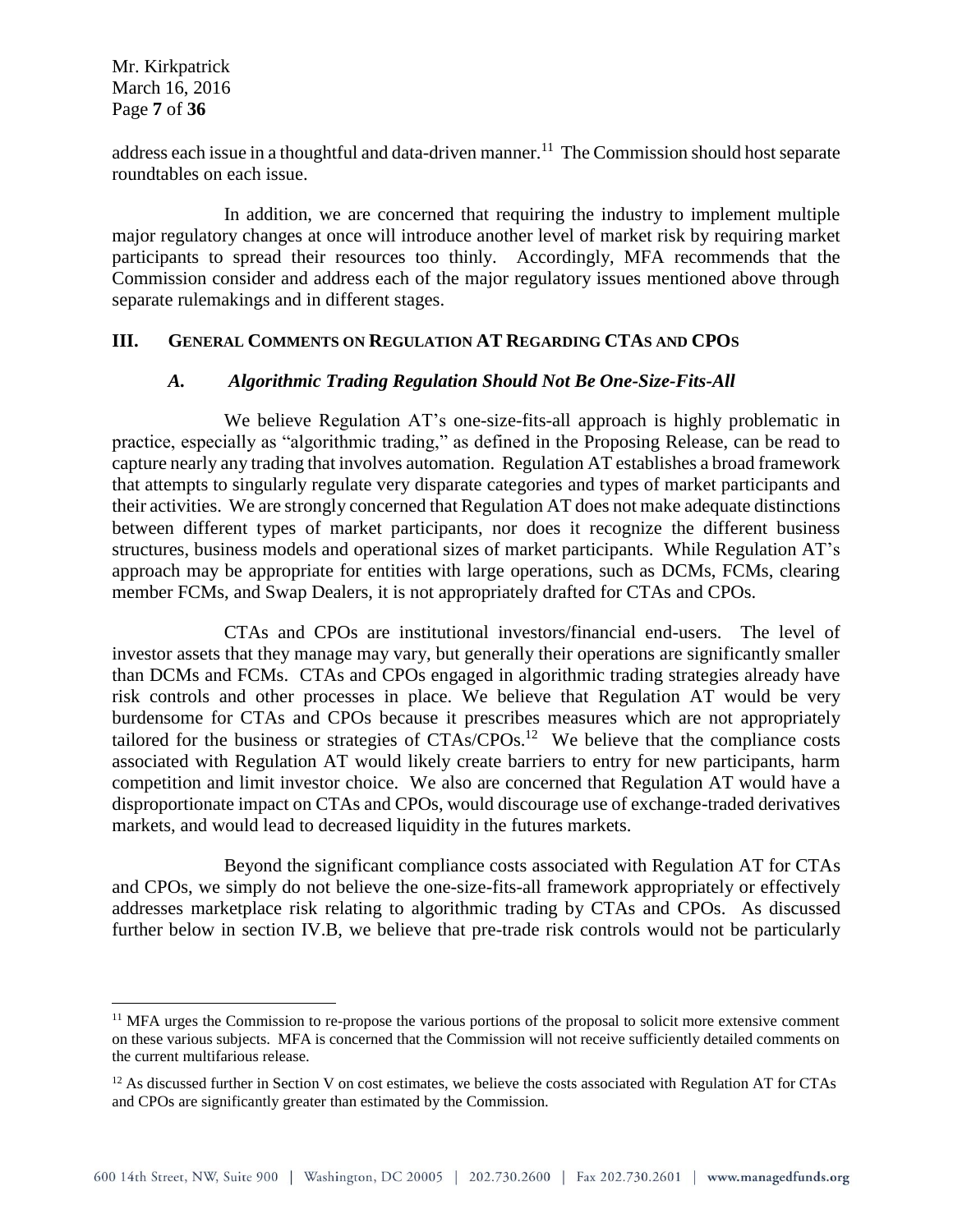address each issue in a thoughtful and data-driven manner.[11] The Commission should host separate roundtables on each issue.

In addition, we are concerned that requiring the industry to implement multiple major regulatory changes at once will introduce another level of market risk by requiring market participants to spread their resources too thinly. Accordingly, MFA recommends that the Commission consider and address each of the major regulatory issues mentioned above through separate rulemakings and in different stages.

## III. General Comments on Regulation AT Regarding CTAs and CPOs

### *A. Algorithmic Trading Regulation Should Not Be One-Size-Fits-All*

We believe Regulation AT's one-size-fits-all approach is highly problematic in practice, especially as "algorithmic trading," as defined in the Proposing Release, can be read to capture nearly any trading that involves automation. Regulation AT establishes a broad framework that attempts to singularly regulate very disparate categories and types of market participants and their activities. We are strongly concerned that Regulation AT does not make adequate distinctions between different types of market participants, nor does it recognize the different business structures, business models and operational sizes of market participants. While Regulation AT's approach may be appropriate for entities with large operations, such as DCMs, FCMs, clearing member FCMs, and Swap Dealers, it is not appropriately drafted for CTAs and CPOs.

CTAs and CPOs are institutional investors/financial end-users. The level of investor assets that they manage may vary, but generally their operations are significantly smaller than DCMs and FCMs. CTAs and CPOs engaged in algorithmic trading strategies already have risk controls and other processes in place. We believe that Regulation AT would be very burdensome for CTAs and CPOs because it prescribes measures which are not appropriately tailored for the business or strategies of CTAs/CPOs.[12] We believe that the compliance costs associated with Regulation AT would likely create barriers to entry for new participants, harm competition and limit investor choice. We also are concerned that Regulation AT would have a disproportionate impact on CTAs and CPOs, would discourage use of exchange-traded derivatives markets, and would lead to decreased liquidity in the futures markets.

Beyond the significant compliance costs associated with Regulation AT for CTAs and CPOs, we simply do not believe the one-size-fits-all framework appropriately or effectively addresses marketplace risk relating to algorithmic trading by CTAs and CPOs. As discussed further below in section IV.B, we believe that pre-trade risk controls would not be particularly

---

[11] MFA urges the Commission to re-propose the various portions of the proposal to solicit more extensive comment on these various subjects. MFA is concerned that the Commission will not receive sufficiently detailed comments on the current multifarious release.

[12] As discussed further in Section V on cost estimates, we believe the costs associated with Regulation AT for CTAs and CPOs are significantly greater than estimated by the Commission.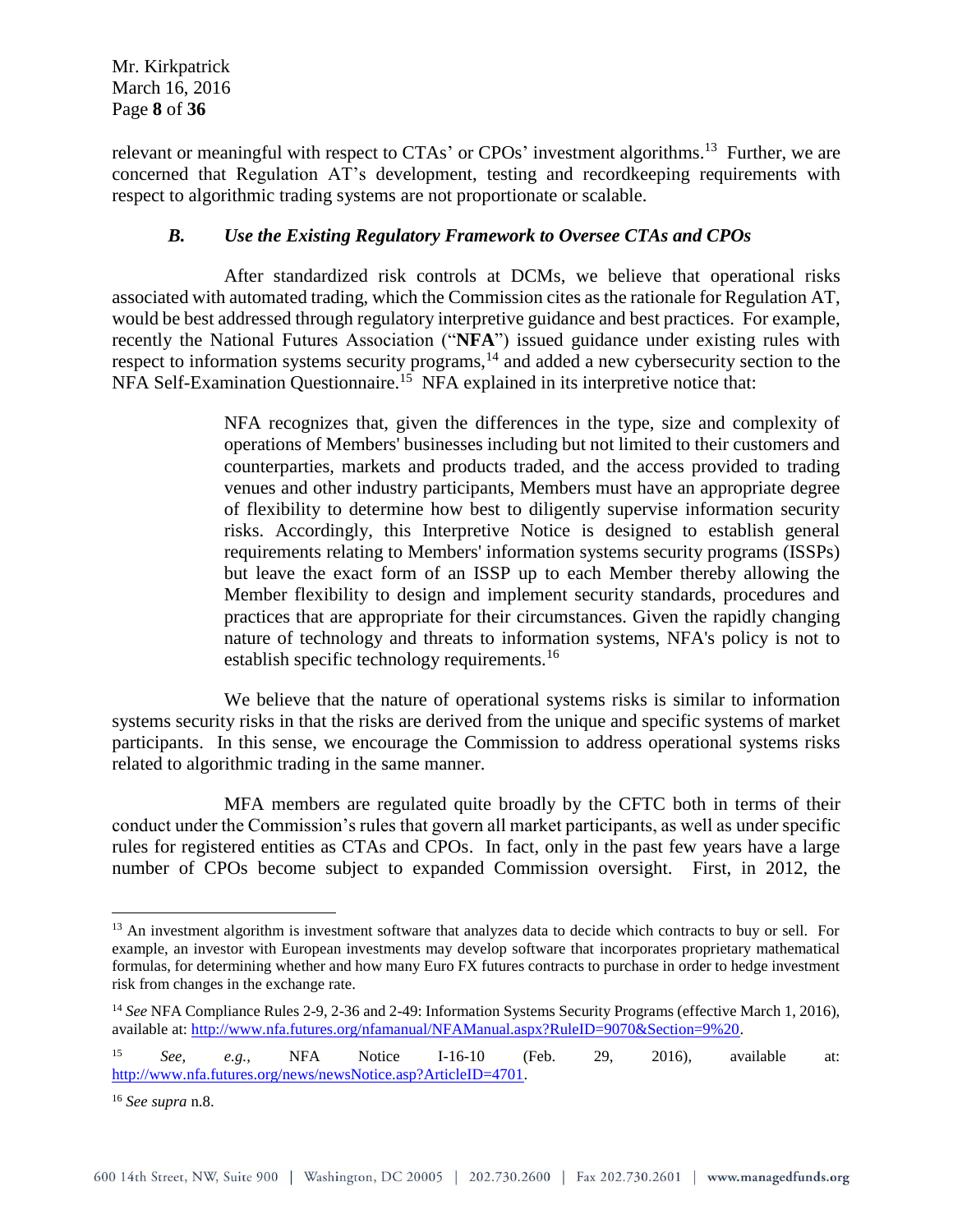relevant or meaningful with respect to CTAs' or CPOs' investment algorithms.[13] Further, we are concerned that Regulation AT's development, testing and recordkeeping requirements with respect to algorithmic trading systems are not proportionate or scalable.

### *B. Use the Existing Regulatory Framework to Oversee CTAs and CPOs*

After standardized risk controls at DCMs, we believe that operational risks associated with automated trading, which the Commission cites as the rationale for Regulation AT, would be best addressed through regulatory interpretive guidance and best practices. For example, recently the National Futures Association ("**NFA**") issued guidance under existing rules with respect to information systems security programs,[14] and added a new cybersecurity section to the NFA Self-Examination Questionnaire.[15] NFA explained in its interpretive notice that:

> NFA recognizes that, given the differences in the type, size and complexity of operations of Members' businesses including but not limited to their customers and counterparties, markets and products traded, and the access provided to trading venues and other industry participants, Members must have an appropriate degree of flexibility to determine how best to diligently supervise information security risks. Accordingly, this Interpretive Notice is designed to establish general requirements relating to Members' information systems security programs (ISSPs) but leave the exact form of an ISSP up to each Member thereby allowing the Member flexibility to design and implement security standards, procedures and practices that are appropriate for their circumstances. Given the rapidly changing nature of technology and threats to information systems, NFA's policy is not to establish specific technology requirements.[16]

We believe that the nature of operational systems risks is similar to information systems security risks in that the risks are derived from the unique and specific systems of market participants. In this sense, we encourage the Commission to address operational systems risks related to algorithmic trading in the same manner.

MFA members are regulated quite broadly by the CFTC both in terms of their conduct under the Commission's rules that govern all market participants, as well as under specific rules for registered entities as CTAs and CPOs. In fact, only in the past few years have a large number of CPOs become subject to expanded Commission oversight. First, in 2012, the

---

[13] An investment algorithm is investment software that analyzes data to decide which contracts to buy or sell. For example, an investor with European investments may develop software that incorporates proprietary mathematical formulas, for determining whether and how many Euro FX futures contracts to purchase in order to hedge investment risk from changes in the exchange rate.

[14] *See* NFA Compliance Rules 2-9, 2-36 and 2-49: Information Systems Security Programs (effective March 1, 2016), available at: http://www.nfa.futures.org/nfamanual/NFAManual.aspx?RuleID=9070&Section=9%20.

[15] *See, e.g.*, NFA Notice I-16-10 (Feb. 29, 2016), available at: http://www.nfa.futures.org/news/newsNotice.asp?ArticleID=4701.

[16] *See supra* n.8.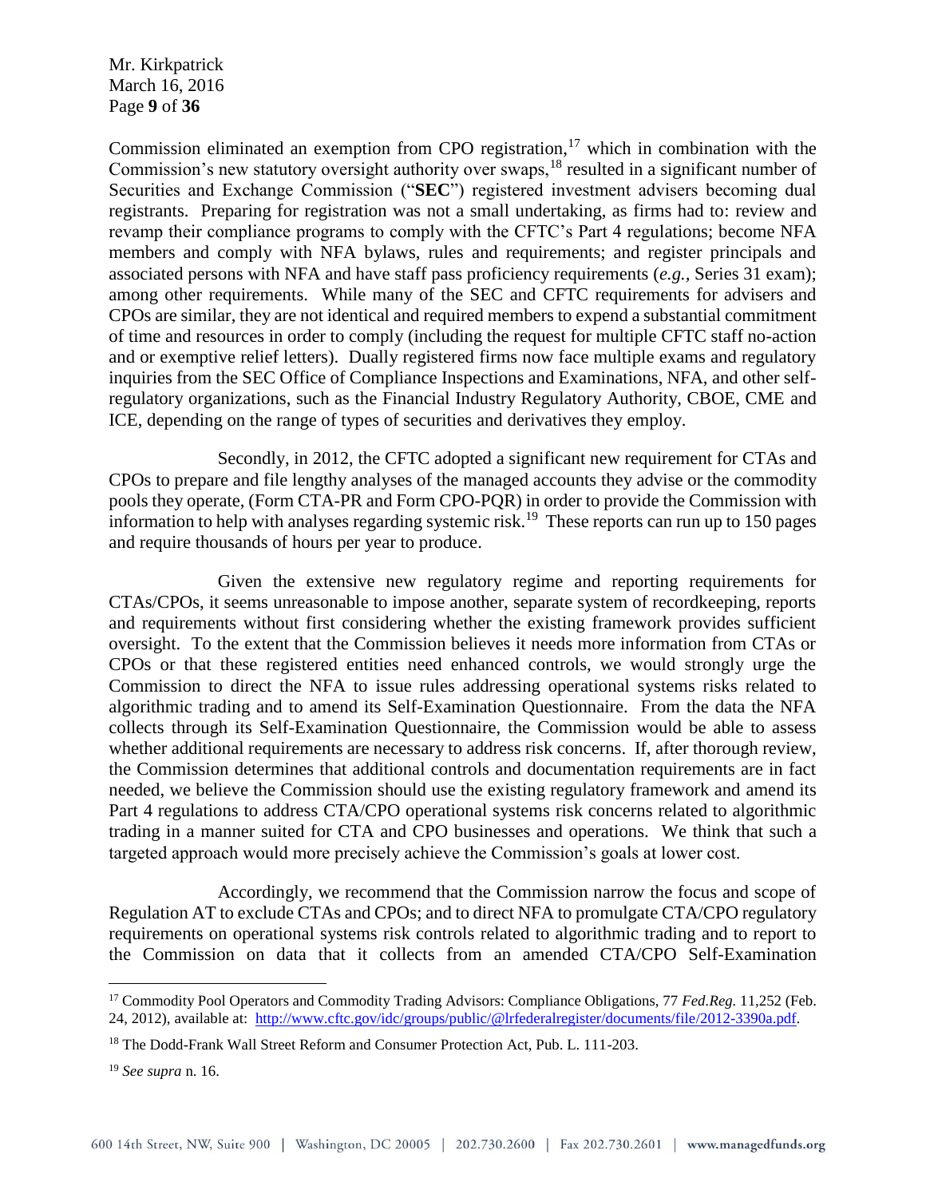Commission eliminated an exemption from CPO registration,[17] which in combination with the Commission's new statutory oversight authority over swaps,[18] resulted in a significant number of Securities and Exchange Commission ("**SEC**") registered investment advisers becoming dual registrants. Preparing for registration was not a small undertaking, as firms had to: review and revamp their compliance programs to comply with the CFTC's Part 4 regulations; become NFA members and comply with NFA bylaws, rules and requirements; and register principals and associated persons with NFA and have staff pass proficiency requirements (*e.g.*, Series 31 exam); among other requirements. While many of the SEC and CFTC requirements for advisers and CPOs are similar, they are not identical and required members to expend a substantial commitment of time and resources in order to comply (including the request for multiple CFTC staff no-action and or exemptive relief letters). Dually registered firms now face multiple exams and regulatory inquiries from the SEC Office of Compliance Inspections and Examinations, NFA, and other self-regulatory organizations, such as the Financial Industry Regulatory Authority, CBOE, CME and ICE, depending on the range of types of securities and derivatives they employ.

Secondly, in 2012, the CFTC adopted a significant new requirement for CTAs and CPOs to prepare and file lengthy analyses of the managed accounts they advise or the commodity pools they operate, (Form CTA-PR and Form CPO-PQR) in order to provide the Commission with information to help with analyses regarding systemic risk.[19] These reports can run up to 150 pages and require thousands of hours per year to produce.

Given the extensive new regulatory regime and reporting requirements for CTAs/CPOs, it seems unreasonable to impose another, separate system of recordkeeping, reports and requirements without first considering whether the existing framework provides sufficient oversight. To the extent that the Commission believes it needs more information from CTAs or CPOs or that these registered entities need enhanced controls, we would strongly urge the Commission to direct the NFA to issue rules addressing operational systems risks related to algorithmic trading and to amend its Self-Examination Questionnaire. From the data the NFA collects through its Self-Examination Questionnaire, the Commission would be able to assess whether additional requirements are necessary to address risk concerns. If, after thorough review, the Commission determines that additional controls and documentation requirements are in fact needed, we believe the Commission should use the existing regulatory framework and amend its Part 4 regulations to address CTA/CPO operational systems risk concerns related to algorithmic trading in a manner suited for CTA and CPO businesses and operations. We think that such a targeted approach would more precisely achieve the Commission's goals at lower cost.

Accordingly, we recommend that the Commission narrow the focus and scope of Regulation AT to exclude CTAs and CPOs; and to direct NFA to promulgate CTA/CPO regulatory requirements on operational systems risk controls related to algorithmic trading and to report to the Commission on data that it collects from an amended CTA/CPO Self-Examination

---

[17] Commodity Pool Operators and Commodity Trading Advisors: Compliance Obligations, 77 *Fed.Reg.* 11,252 (Feb. 24, 2012), available at: http://www.cftc.gov/idc/groups/public/@lrfederalregister/documents/file/2012-3390a.pdf.

[18] The Dodd-Frank Wall Street Reform and Consumer Protection Act, Pub. L. 111-203.

[19] *See supra* n. 16.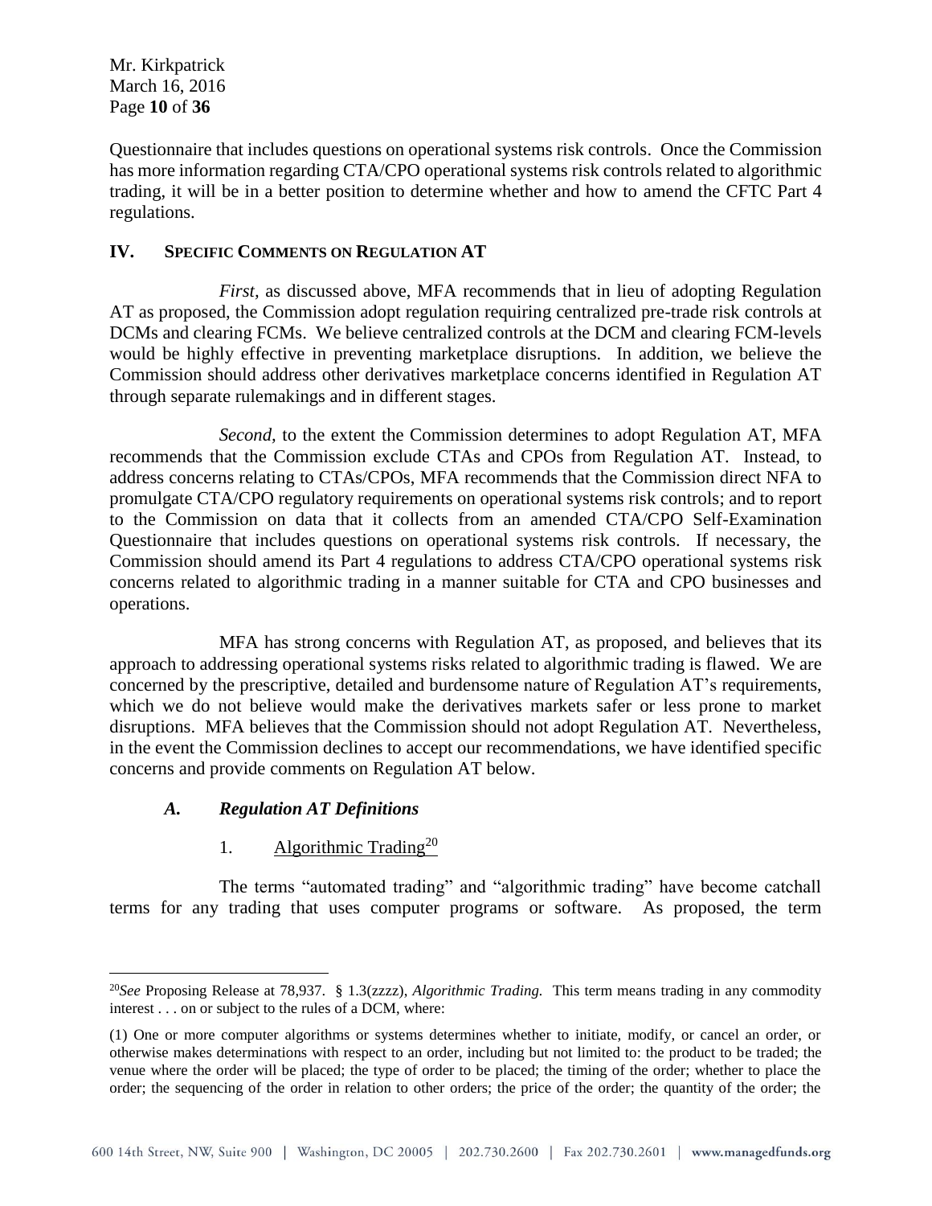Questionnaire that includes questions on operational systems risk controls. Once the Commission has more information regarding CTA/CPO operational systems risk controls related to algorithmic trading, it will be in a better position to determine whether and how to amend the CFTC Part 4 regulations.

## IV. Specific Comments on Regulation AT

*First*, as discussed above, MFA recommends that in lieu of adopting Regulation AT as proposed, the Commission adopt regulation requiring centralized pre-trade risk controls at DCMs and clearing FCMs. We believe centralized controls at the DCM and clearing FCM-levels would be highly effective in preventing marketplace disruptions. In addition, we believe the Commission should address other derivatives marketplace concerns identified in Regulation AT through separate rulemakings and in different stages.

*Second*, to the extent the Commission determines to adopt Regulation AT, MFA recommends that the Commission exclude CTAs and CPOs from Regulation AT. Instead, to address concerns relating to CTAs/CPOs, MFA recommends that the Commission direct NFA to promulgate CTA/CPO regulatory requirements on operational systems risk controls; and to report to the Commission on data that it collects from an amended CTA/CPO Self-Examination Questionnaire that includes questions on operational systems risk controls. If necessary, the Commission should amend its Part 4 regulations to address CTA/CPO operational systems risk concerns related to algorithmic trading in a manner suitable for CTA and CPO businesses and operations.

MFA has strong concerns with Regulation AT, as proposed, and believes that its approach to addressing operational systems risks related to algorithmic trading is flawed. We are concerned by the prescriptive, detailed and burdensome nature of Regulation AT's requirements, which we do not believe would make the derivatives markets safer or less prone to market disruptions. MFA believes that the Commission should not adopt Regulation AT. Nevertheless, in the event the Commission declines to accept our recommendations, we have identified specific concerns and provide comments on Regulation AT below.

### *A. Regulation AT Definitions*

#### 1. Algorithmic Trading[20]

The terms "automated trading" and "algorithmic trading" have become catchall terms for any trading that uses computer programs or software. As proposed, the term

[20] *See* Proposing Release at 78,937. § 1.3(zzzz), *Algorithmic Trading.* This term means trading in any commodity interest . . . on or subject to the rules of a DCM, where:

(1) One or more computer algorithms or systems determines whether to initiate, modify, or cancel an order, or otherwise makes determinations with respect to an order, including but not limited to: the product to be traded; the venue where the order will be placed; the type of order to be placed; the timing of the order; whether to place the order; the sequencing of the order in relation to other orders; the price of the order; the quantity of the order; the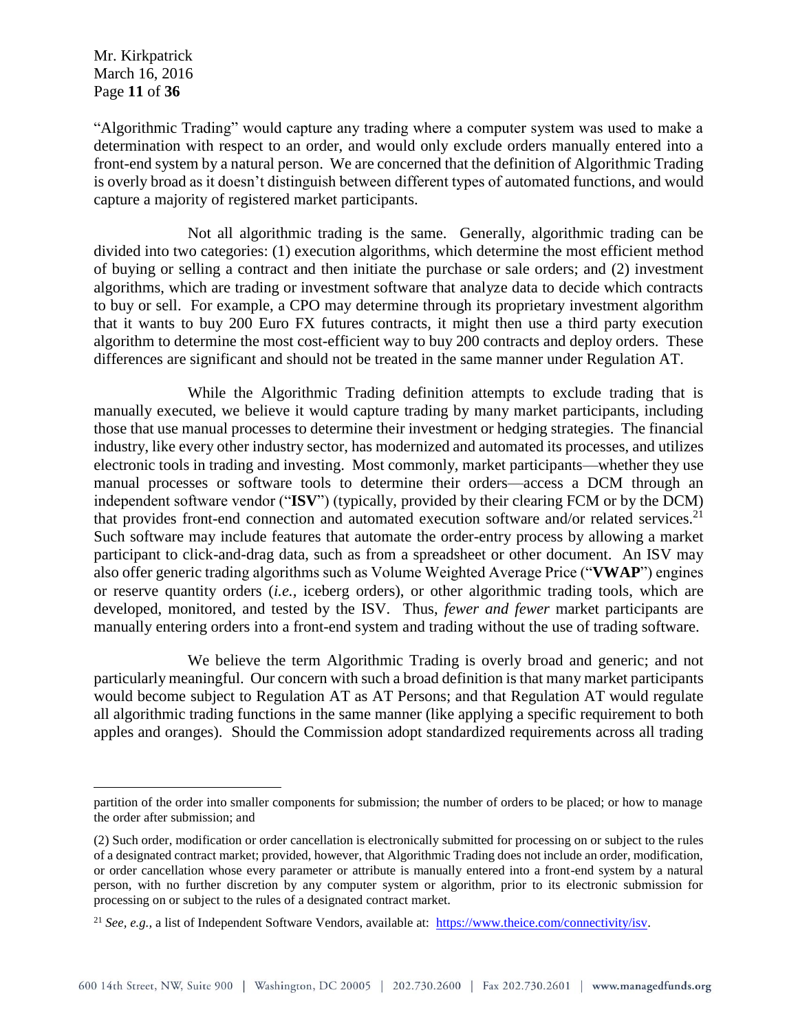"Algorithmic Trading" would capture any trading where a computer system was used to make a determination with respect to an order, and would only exclude orders manually entered into a front-end system by a natural person. We are concerned that the definition of Algorithmic Trading is overly broad as it doesn't distinguish between different types of automated functions, and would capture a majority of registered market participants.

Not all algorithmic trading is the same. Generally, algorithmic trading can be divided into two categories: (1) execution algorithms, which determine the most efficient method of buying or selling a contract and then initiate the purchase or sale orders; and (2) investment algorithms, which are trading or investment software that analyze data to decide which contracts to buy or sell. For example, a CPO may determine through its proprietary investment algorithm that it wants to buy 200 Euro FX futures contracts, it might then use a third party execution algorithm to determine the most cost-efficient way to buy 200 contracts and deploy orders. These differences are significant and should not be treated in the same manner under Regulation AT.

While the Algorithmic Trading definition attempts to exclude trading that is manually executed, we believe it would capture trading by many market participants, including those that use manual processes to determine their investment or hedging strategies. The financial industry, like every other industry sector, has modernized and automated its processes, and utilizes electronic tools in trading and investing. Most commonly, market participants—whether they use manual processes or software tools to determine their orders—access a DCM through an independent software vendor ("**ISV**") (typically, provided by their clearing FCM or by the DCM) that provides front-end connection and automated execution software and/or related services.[21] Such software may include features that automate the order-entry process by allowing a market participant to click-and-drag data, such as from a spreadsheet or other document. An ISV may also offer generic trading algorithms such as Volume Weighted Average Price ("**VWAP**") engines or reserve quantity orders (*i.e.*, iceberg orders), or other algorithmic trading tools, which are developed, monitored, and tested by the ISV. Thus, *fewer and fewer* market participants are manually entering orders into a front-end system and trading without the use of trading software.

We believe the term Algorithmic Trading is overly broad and generic; and not particularly meaningful. Our concern with such a broad definition is that many market participants would become subject to Regulation AT as AT Persons; and that Regulation AT would regulate all algorithmic trading functions in the same manner (like applying a specific requirement to both apples and oranges). Should the Commission adopt standardized requirements across all trading

---

partition of the order into smaller components for submission; the number of orders to be placed; or how to manage the order after submission; and

(2) Such order, modification or order cancellation is electronically submitted for processing on or subject to the rules of a designated contract market; provided, however, that Algorithmic Trading does not include an order, modification, or order cancellation whose every parameter or attribute is manually entered into a front-end system by a natural person, with no further discretion by any computer system or algorithm, prior to its electronic submission for processing on or subject to the rules of a designated contract market.

[21] *See, e.g.,* a list of Independent Software Vendors, available at: https://www.theice.com/connectivity/isv.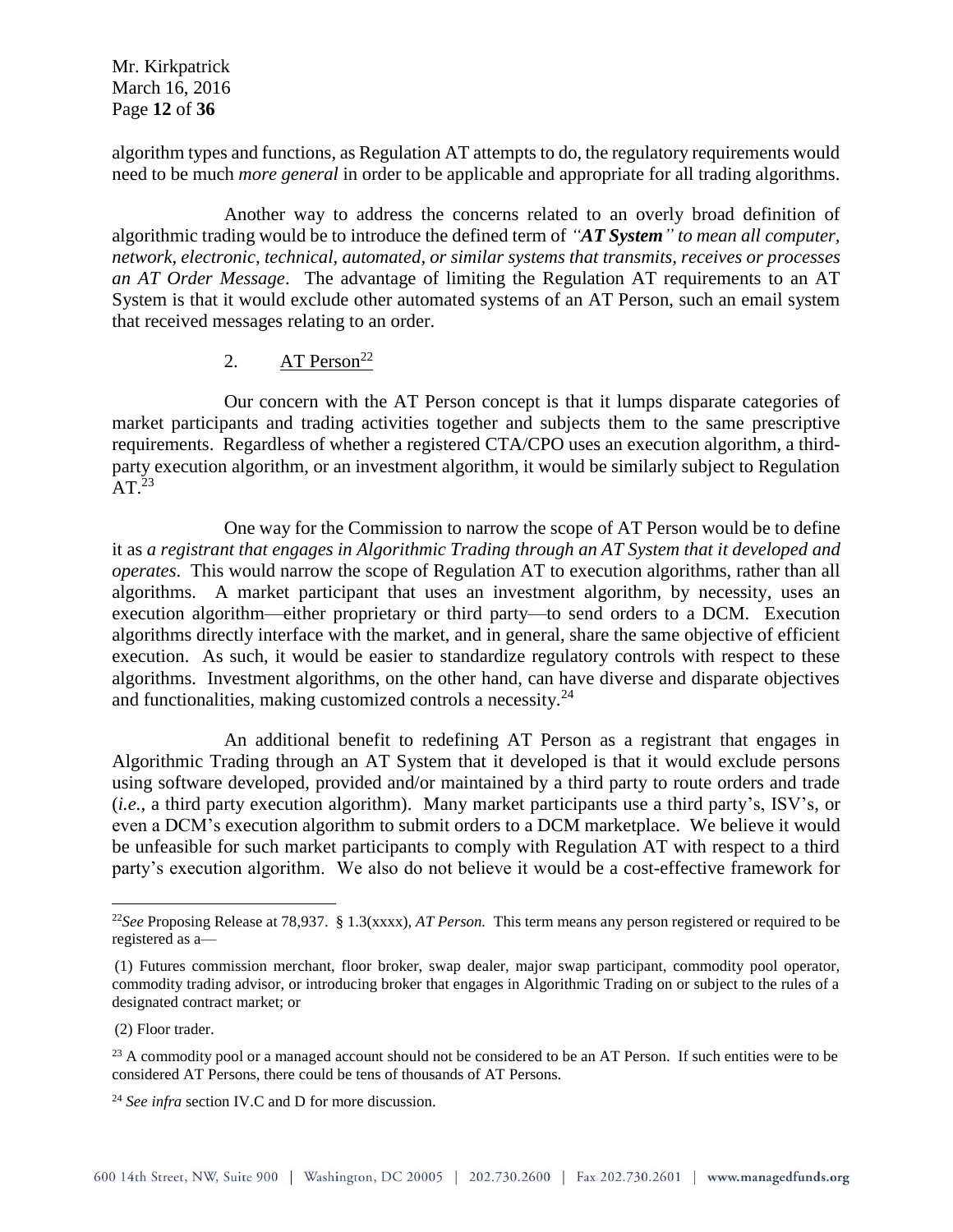algorithm types and functions, as Regulation AT attempts to do, the regulatory requirements would need to be much *more general* in order to be applicable and appropriate for all trading algorithms.

Another way to address the concerns related to an overly broad definition of algorithmic trading would be to introduce the defined term of *"**AT System**" to mean all computer, network, electronic, technical, automated, or similar systems that transmits, receives or processes an AT Order Message*. The advantage of limiting the Regulation AT requirements to an AT System is that it would exclude other automated systems of an AT Person, such an email system that received messages relating to an order.

2. AT Person[22]

Our concern with the AT Person concept is that it lumps disparate categories of market participants and trading activities together and subjects them to the same prescriptive requirements. Regardless of whether a registered CTA/CPO uses an execution algorithm, a third-party execution algorithm, or an investment algorithm, it would be similarly subject to Regulation AT.[23]

One way for the Commission to narrow the scope of AT Person would be to define it as *a registrant that engages in Algorithmic Trading through an AT System that it developed and operates*. This would narrow the scope of Regulation AT to execution algorithms, rather than all algorithms. A market participant that uses an investment algorithm, by necessity, uses an execution algorithm—either proprietary or third party—to send orders to a DCM. Execution algorithms directly interface with the market, and in general, share the same objective of efficient execution. As such, it would be easier to standardize regulatory controls with respect to these algorithms. Investment algorithms, on the other hand, can have diverse and disparate objectives and functionalities, making customized controls a necessity.[24]

An additional benefit to redefining AT Person as a registrant that engages in Algorithmic Trading through an AT System that it developed is that it would exclude persons using software developed, provided and/or maintained by a third party to route orders and trade (*i.e.,* a third party execution algorithm). Many market participants use a third party's, ISV's, or even a DCM's execution algorithm to submit orders to a DCM marketplace. We believe it would be unfeasible for such market participants to comply with Regulation AT with respect to a third party's execution algorithm. We also do not believe it would be a cost-effective framework for

---

[22] *See* Proposing Release at 78,937. § 1.3(xxxx), *AT Person.* This term means any person registered or required to be registered as a—

(1) Futures commission merchant, floor broker, swap dealer, major swap participant, commodity pool operator, commodity trading advisor, or introducing broker that engages in Algorithmic Trading on or subject to the rules of a designated contract market; or

(2) Floor trader.

[23] A commodity pool or a managed account should not be considered to be an AT Person. If such entities were to be considered AT Persons, there could be tens of thousands of AT Persons.

[24] *See infra* section IV.C and D for more discussion.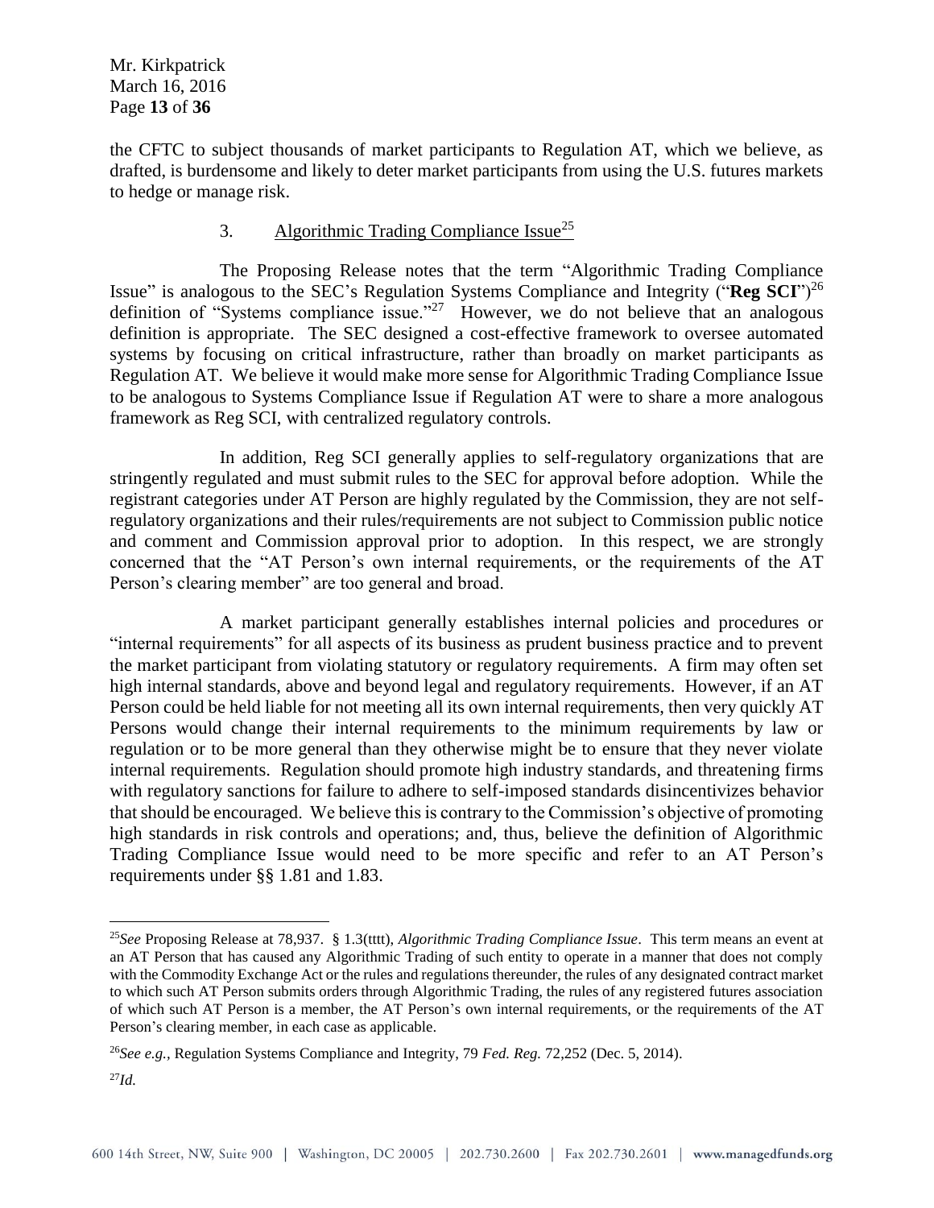the CFTC to subject thousands of market participants to Regulation AT, which we believe, as drafted, is burdensome and likely to deter market participants from using the U.S. futures markets to hedge or manage risk.

### 3. Algorithmic Trading Compliance Issue[25]

The Proposing Release notes that the term "Algorithmic Trading Compliance Issue" is analogous to the SEC's Regulation Systems Compliance and Integrity ("**Reg SCI**")[26] definition of "Systems compliance issue."[27] However, we do not believe that an analogous definition is appropriate. The SEC designed a cost-effective framework to oversee automated systems by focusing on critical infrastructure, rather than broadly on market participants as Regulation AT. We believe it would make more sense for Algorithmic Trading Compliance Issue to be analogous to Systems Compliance Issue if Regulation AT were to share a more analogous framework as Reg SCI, with centralized regulatory controls.

In addition, Reg SCI generally applies to self-regulatory organizations that are stringently regulated and must submit rules to the SEC for approval before adoption. While the registrant categories under AT Person are highly regulated by the Commission, they are not self-regulatory organizations and their rules/requirements are not subject to Commission public notice and comment and Commission approval prior to adoption. In this respect, we are strongly concerned that the "AT Person's own internal requirements, or the requirements of the AT Person's clearing member" are too general and broad.

A market participant generally establishes internal policies and procedures or "internal requirements" for all aspects of its business as prudent business practice and to prevent the market participant from violating statutory or regulatory requirements. A firm may often set high internal standards, above and beyond legal and regulatory requirements. However, if an AT Person could be held liable for not meeting all its own internal requirements, then very quickly AT Persons would change their internal requirements to the minimum requirements by law or regulation or to be more general than they otherwise might be to ensure that they never violate internal requirements. Regulation should promote high industry standards, and threatening firms with regulatory sanctions for failure to adhere to self-imposed standards disincentivizes behavior that should be encouraged. We believe this is contrary to the Commission's objective of promoting high standards in risk controls and operations; and, thus, believe the definition of Algorithmic Trading Compliance Issue would need to be more specific and refer to an AT Person's requirements under §§ 1.81 and 1.83.

---

[25]*See* Proposing Release at 78,937. § 1.3(tttt), *Algorithmic Trading Compliance Issue*. This term means an event at an AT Person that has caused any Algorithmic Trading of such entity to operate in a manner that does not comply with the Commodity Exchange Act or the rules and regulations thereunder, the rules of any designated contract market to which such AT Person submits orders through Algorithmic Trading, the rules of any registered futures association of which such AT Person is a member, the AT Person's own internal requirements, or the requirements of the AT Person's clearing member, in each case as applicable.

[26]*See e.g.*, Regulation Systems Compliance and Integrity, 79 *Fed. Reg.* 72,252 (Dec. 5, 2014).

[27]*Id.*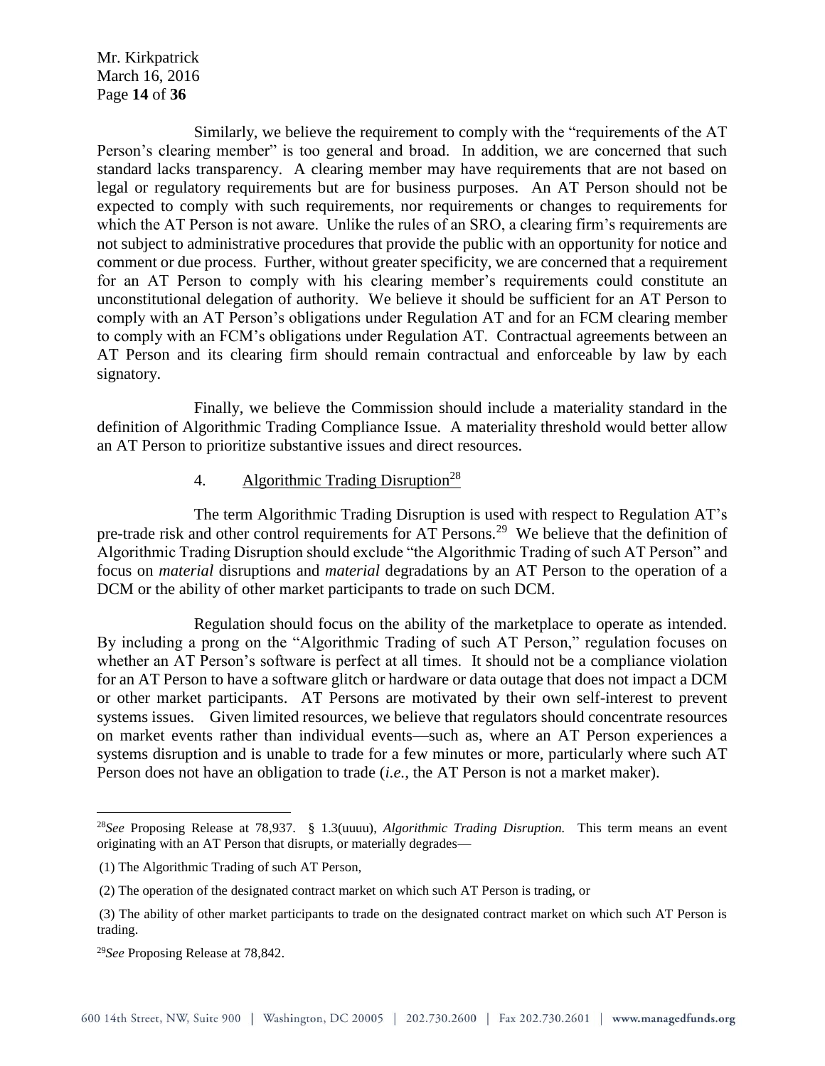Similarly, we believe the requirement to comply with the "requirements of the AT Person's clearing member" is too general and broad. In addition, we are concerned that such standard lacks transparency. A clearing member may have requirements that are not based on legal or regulatory requirements but are for business purposes. An AT Person should not be expected to comply with such requirements, nor requirements or changes to requirements for which the AT Person is not aware. Unlike the rules of an SRO, a clearing firm's requirements are not subject to administrative procedures that provide the public with an opportunity for notice and comment or due process. Further, without greater specificity, we are concerned that a requirement for an AT Person to comply with his clearing member's requirements could constitute an unconstitutional delegation of authority. We believe it should be sufficient for an AT Person to comply with an AT Person's obligations under Regulation AT and for an FCM clearing member to comply with an FCM's obligations under Regulation AT. Contractual agreements between an AT Person and its clearing firm should remain contractual and enforceable by law by each signatory.

Finally, we believe the Commission should include a materiality standard in the definition of Algorithmic Trading Compliance Issue. A materiality threshold would better allow an AT Person to prioritize substantive issues and direct resources.

4. Algorithmic Trading Disruption[28]

The term Algorithmic Trading Disruption is used with respect to Regulation AT's pre-trade risk and other control requirements for AT Persons.[29] We believe that the definition of Algorithmic Trading Disruption should exclude "the Algorithmic Trading of such AT Person" and focus on *material* disruptions and *material* degradations by an AT Person to the operation of a DCM or the ability of other market participants to trade on such DCM.

Regulation should focus on the ability of the marketplace to operate as intended. By including a prong on the "Algorithmic Trading of such AT Person," regulation focuses on whether an AT Person's software is perfect at all times. It should not be a compliance violation for an AT Person to have a software glitch or hardware or data outage that does not impact a DCM or other market participants. AT Persons are motivated by their own self-interest to prevent systems issues. Given limited resources, we believe that regulators should concentrate resources on market events rather than individual events—such as, where an AT Person experiences a systems disruption and is unable to trade for a few minutes or more, particularly where such AT Person does not have an obligation to trade (*i.e.*, the AT Person is not a market maker).

---

[28]*See* Proposing Release at 78,937. § 1.3(uuuu), *Algorithmic Trading Disruption.* This term means an event originating with an AT Person that disrupts, or materially degrades—

(1) The Algorithmic Trading of such AT Person,

(2) The operation of the designated contract market on which such AT Person is trading, or

(3) The ability of other market participants to trade on the designated contract market on which such AT Person is trading.

[29]*See* Proposing Release at 78,842.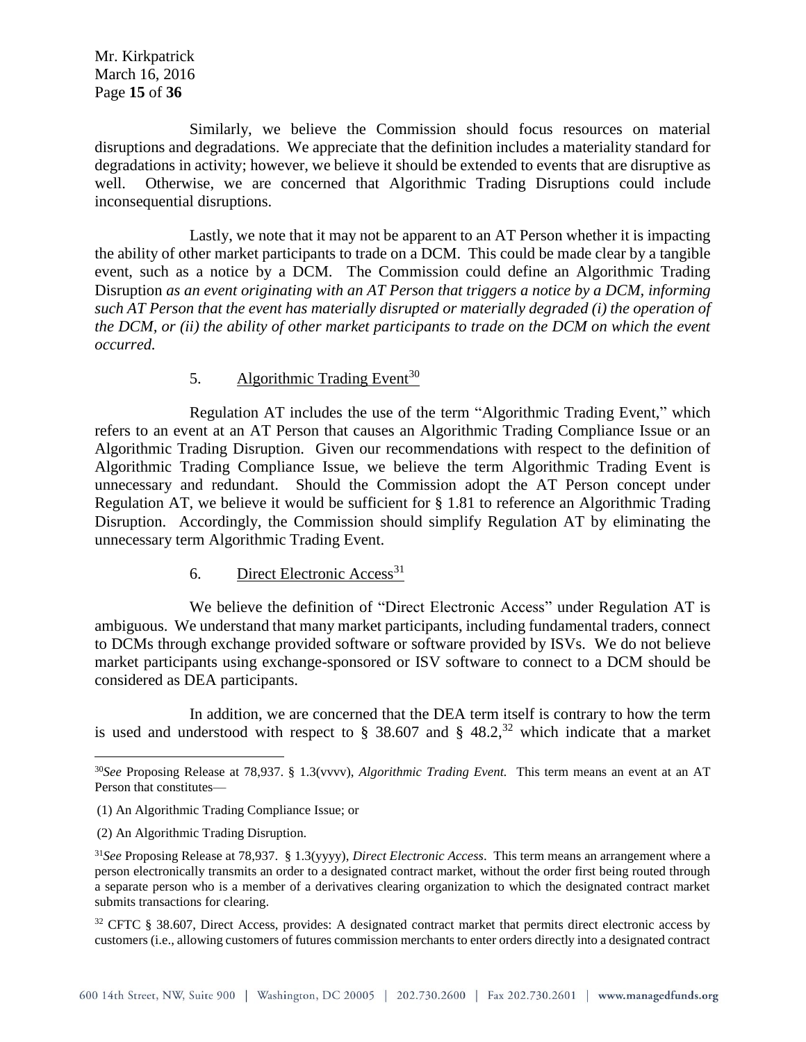Similarly, we believe the Commission should focus resources on material disruptions and degradations. We appreciate that the definition includes a materiality standard for degradations in activity; however, we believe it should be extended to events that are disruptive as well. Otherwise, we are concerned that Algorithmic Trading Disruptions could include inconsequential disruptions.

Lastly, we note that it may not be apparent to an AT Person whether it is impacting the ability of other market participants to trade on a DCM. This could be made clear by a tangible event, such as a notice by a DCM. The Commission could define an Algorithmic Trading Disruption *as an event originating with an AT Person that triggers a notice by a DCM, informing such AT Person that the event has materially disrupted or materially degraded (i) the operation of the DCM, or (ii) the ability of other market participants to trade on the DCM on which the event occurred.*

5. Algorithmic Trading Event[30]

Regulation AT includes the use of the term "Algorithmic Trading Event," which refers to an event at an AT Person that causes an Algorithmic Trading Compliance Issue or an Algorithmic Trading Disruption. Given our recommendations with respect to the definition of Algorithmic Trading Compliance Issue, we believe the term Algorithmic Trading Event is unnecessary and redundant. Should the Commission adopt the AT Person concept under Regulation AT, we believe it would be sufficient for § 1.81 to reference an Algorithmic Trading Disruption. Accordingly, the Commission should simplify Regulation AT by eliminating the unnecessary term Algorithmic Trading Event.

6. Direct Electronic Access[31]

We believe the definition of "Direct Electronic Access" under Regulation AT is ambiguous. We understand that many market participants, including fundamental traders, connect to DCMs through exchange provided software or software provided by ISVs. We do not believe market participants using exchange-sponsored or ISV software to connect to a DCM should be considered as DEA participants.

In addition, we are concerned that the DEA term itself is contrary to how the term is used and understood with respect to § 38.607 and § 48.2,[32] which indicate that a market

---

[30] *See* Proposing Release at 78,937. § 1.3(vvvv), *Algorithmic Trading Event.* This term means an event at an AT Person that constitutes—

(1) An Algorithmic Trading Compliance Issue; or

(2) An Algorithmic Trading Disruption.

[31] *See* Proposing Release at 78,937. § 1.3(yyyy), *Direct Electronic Access*. This term means an arrangement where a person electronically transmits an order to a designated contract market, without the order first being routed through a separate person who is a member of a derivatives clearing organization to which the designated contract market submits transactions for clearing.

[32] CFTC § 38.607, Direct Access, provides: A designated contract market that permits direct electronic access by customers (i.e., allowing customers of futures commission merchants to enter orders directly into a designated contract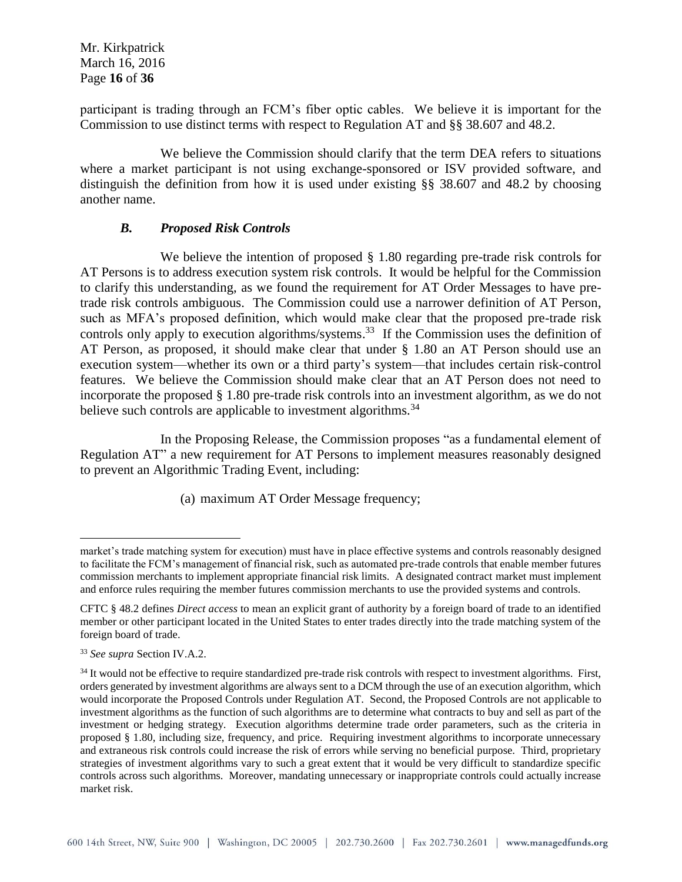participant is trading through an FCM's fiber optic cables. We believe it is important for the Commission to use distinct terms with respect to Regulation AT and §§ 38.607 and 48.2.

We believe the Commission should clarify that the term DEA refers to situations where a market participant is not using exchange-sponsored or ISV provided software, and distinguish the definition from how it is used under existing §§ 38.607 and 48.2 by choosing another name.

### *B. Proposed Risk Controls*

We believe the intention of proposed § 1.80 regarding pre-trade risk controls for AT Persons is to address execution system risk controls. It would be helpful for the Commission to clarify this understanding, as we found the requirement for AT Order Messages to have pre-trade risk controls ambiguous. The Commission could use a narrower definition of AT Person, such as MFA's proposed definition, which would make clear that the proposed pre-trade risk controls only apply to execution algorithms/systems.[33] If the Commission uses the definition of AT Person, as proposed, it should make clear that under § 1.80 an AT Person should use an execution system—whether its own or a third party's system—that includes certain risk-control features. We believe the Commission should make clear that an AT Person does not need to incorporate the proposed § 1.80 pre-trade risk controls into an investment algorithm, as we do not believe such controls are applicable to investment algorithms.[34]

In the Proposing Release, the Commission proposes "as a fundamental element of Regulation AT" a new requirement for AT Persons to implement measures reasonably designed to prevent an Algorithmic Trading Event, including:

(a) maximum AT Order Message frequency;

---

market's trade matching system for execution) must have in place effective systems and controls reasonably designed to facilitate the FCM's management of financial risk, such as automated pre-trade controls that enable member futures commission merchants to implement appropriate financial risk limits. A designated contract market must implement and enforce rules requiring the member futures commission merchants to use the provided systems and controls.

CFTC § 48.2 defines *Direct access* to mean an explicit grant of authority by a foreign board of trade to an identified member or other participant located in the United States to enter trades directly into the trade matching system of the foreign board of trade.

[33] *See supra* Section IV.A.2.

[34] It would not be effective to require standardized pre-trade risk controls with respect to investment algorithms. First, orders generated by investment algorithms are always sent to a DCM through the use of an execution algorithm, which would incorporate the Proposed Controls under Regulation AT. Second, the Proposed Controls are not applicable to investment algorithms as the function of such algorithms are to determine what contracts to buy and sell as part of the investment or hedging strategy. Execution algorithms determine trade order parameters, such as the criteria in proposed § 1.80, including size, frequency, and price. Requiring investment algorithms to incorporate unnecessary and extraneous risk controls could increase the risk of errors while serving no beneficial purpose. Third, proprietary strategies of investment algorithms vary to such a great extent that it would be very difficult to standardize specific controls across such algorithms. Moreover, mandating unnecessary or inappropriate controls could actually increase market risk.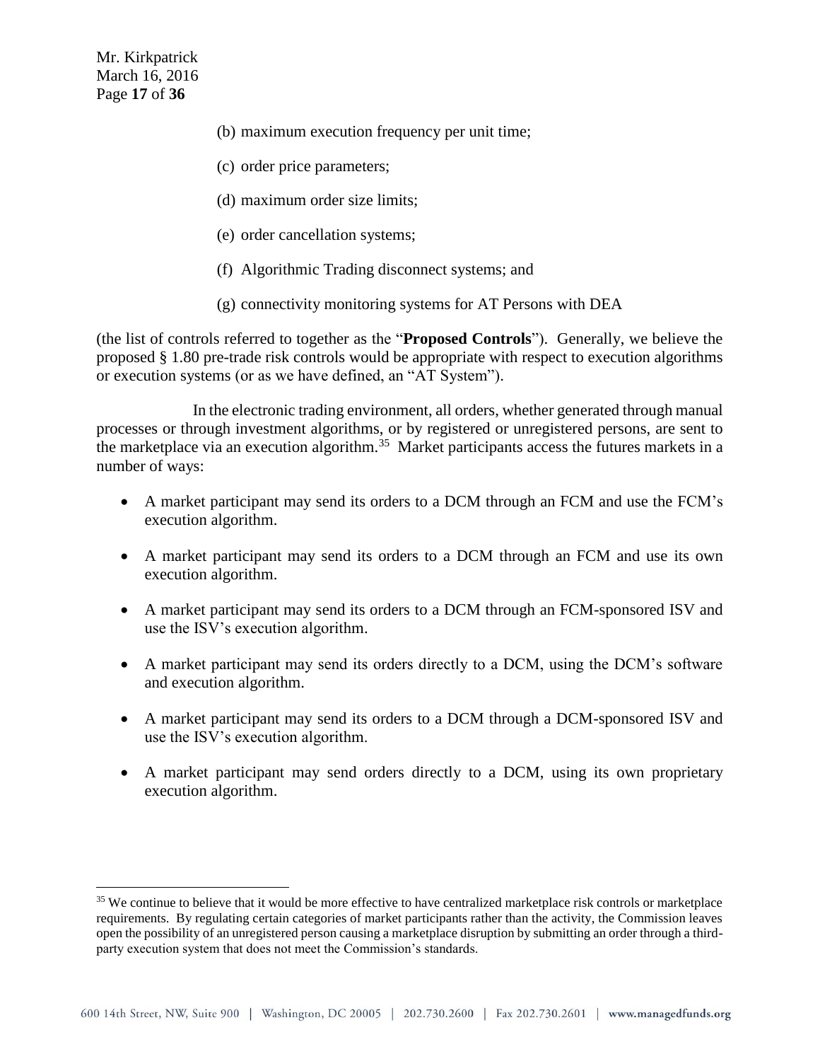(b) maximum execution frequency per unit time;

(c) order price parameters;

(d) maximum order size limits;

(e) order cancellation systems;

(f) Algorithmic Trading disconnect systems; and

(g) connectivity monitoring systems for AT Persons with DEA

(the list of controls referred to together as the "**Proposed Controls**"). Generally, we believe the proposed § 1.80 pre-trade risk controls would be appropriate with respect to execution algorithms or execution systems (or as we have defined, an "AT System").

In the electronic trading environment, all orders, whether generated through manual processes or through investment algorithms, or by registered or unregistered persons, are sent to the marketplace via an execution algorithm.[35] Market participants access the futures markets in a number of ways:

- A market participant may send its orders to a DCM through an FCM and use the FCM's execution algorithm.
- A market participant may send its orders to a DCM through an FCM and use its own execution algorithm.
- A market participant may send its orders to a DCM through an FCM-sponsored ISV and use the ISV's execution algorithm.
- A market participant may send its orders directly to a DCM, using the DCM's software and execution algorithm.
- A market participant may send its orders to a DCM through a DCM-sponsored ISV and use the ISV's execution algorithm.
- A market participant may send orders directly to a DCM, using its own proprietary execution algorithm.

[35] We continue to believe that it would be more effective to have centralized marketplace risk controls or marketplace requirements. By regulating certain categories of market participants rather than the activity, the Commission leaves open the possibility of an unregistered person causing a marketplace disruption by submitting an order through a third-party execution system that does not meet the Commission's standards.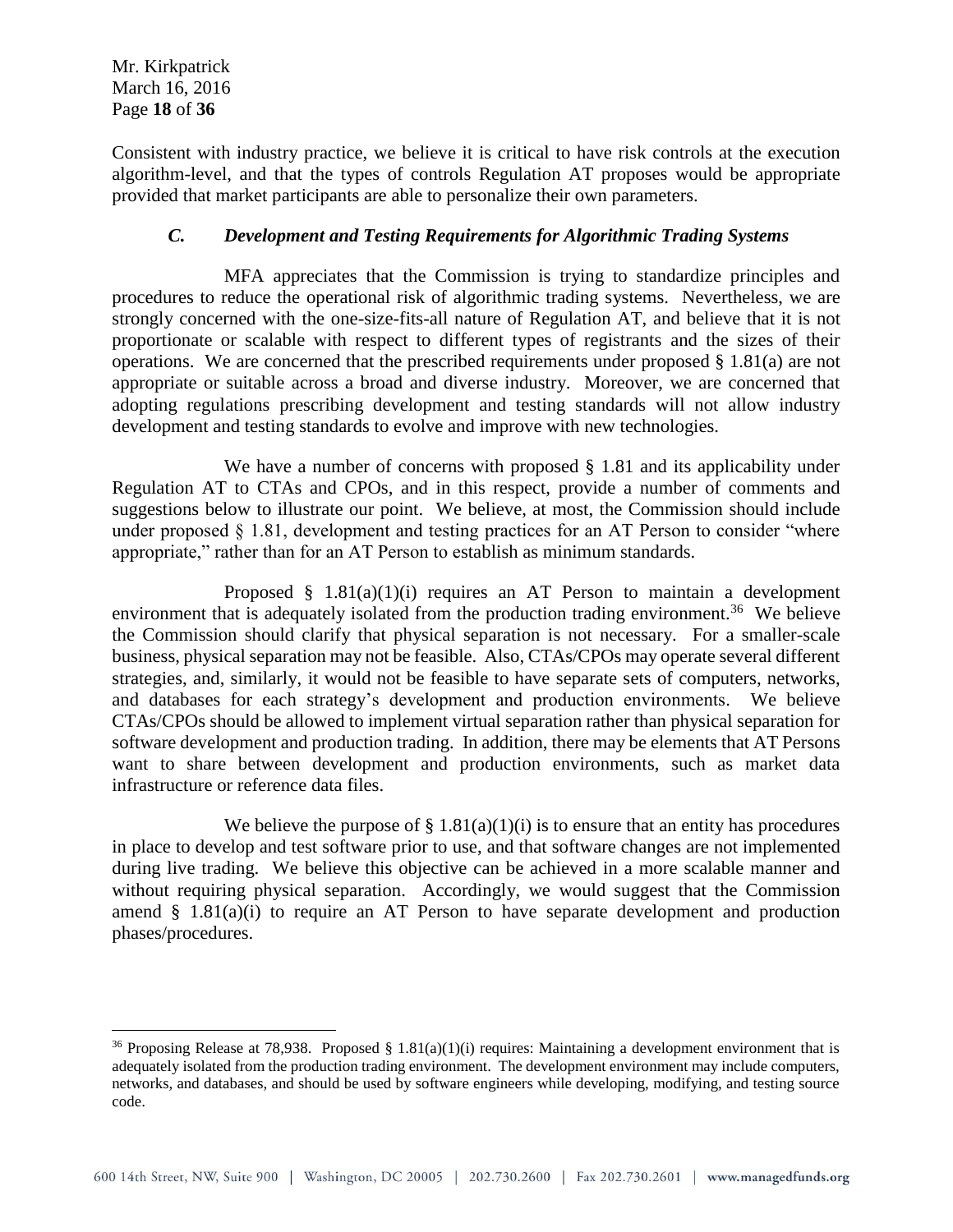Consistent with industry practice, we believe it is critical to have risk controls at the execution algorithm-level, and that the types of controls Regulation AT proposes would be appropriate provided that market participants are able to personalize their own parameters.

### *C. Development and Testing Requirements for Algorithmic Trading Systems*

MFA appreciates that the Commission is trying to standardize principles and procedures to reduce the operational risk of algorithmic trading systems. Nevertheless, we are strongly concerned with the one-size-fits-all nature of Regulation AT, and believe that it is not proportionate or scalable with respect to different types of registrants and the sizes of their operations. We are concerned that the prescribed requirements under proposed § 1.81(a) are not appropriate or suitable across a broad and diverse industry. Moreover, we are concerned that adopting regulations prescribing development and testing standards will not allow industry development and testing standards to evolve and improve with new technologies.

We have a number of concerns with proposed § 1.81 and its applicability under Regulation AT to CTAs and CPOs, and in this respect, provide a number of comments and suggestions below to illustrate our point. We believe, at most, the Commission should include under proposed § 1.81, development and testing practices for an AT Person to consider "where appropriate," rather than for an AT Person to establish as minimum standards.

Proposed § 1.81(a)(1)(i) requires an AT Person to maintain a development environment that is adequately isolated from the production trading environment.[36] We believe the Commission should clarify that physical separation is not necessary. For a smaller-scale business, physical separation may not be feasible. Also, CTAs/CPOs may operate several different strategies, and, similarly, it would not be feasible to have separate sets of computers, networks, and databases for each strategy's development and production environments. We believe CTAs/CPOs should be allowed to implement virtual separation rather than physical separation for software development and production trading. In addition, there may be elements that AT Persons want to share between development and production environments, such as market data infrastructure or reference data files.

We believe the purpose of § 1.81(a)(1)(i) is to ensure that an entity has procedures in place to develop and test software prior to use, and that software changes are not implemented during live trading. We believe this objective can be achieved in a more scalable manner and without requiring physical separation. Accordingly, we would suggest that the Commission amend § 1.81(a)(i) to require an AT Person to have separate development and production phases/procedures.

---

[36] Proposing Release at 78,938. Proposed § 1.81(a)(1)(i) requires: Maintaining a development environment that is adequately isolated from the production trading environment. The development environment may include computers, networks, and databases, and should be used by software engineers while developing, modifying, and testing source code.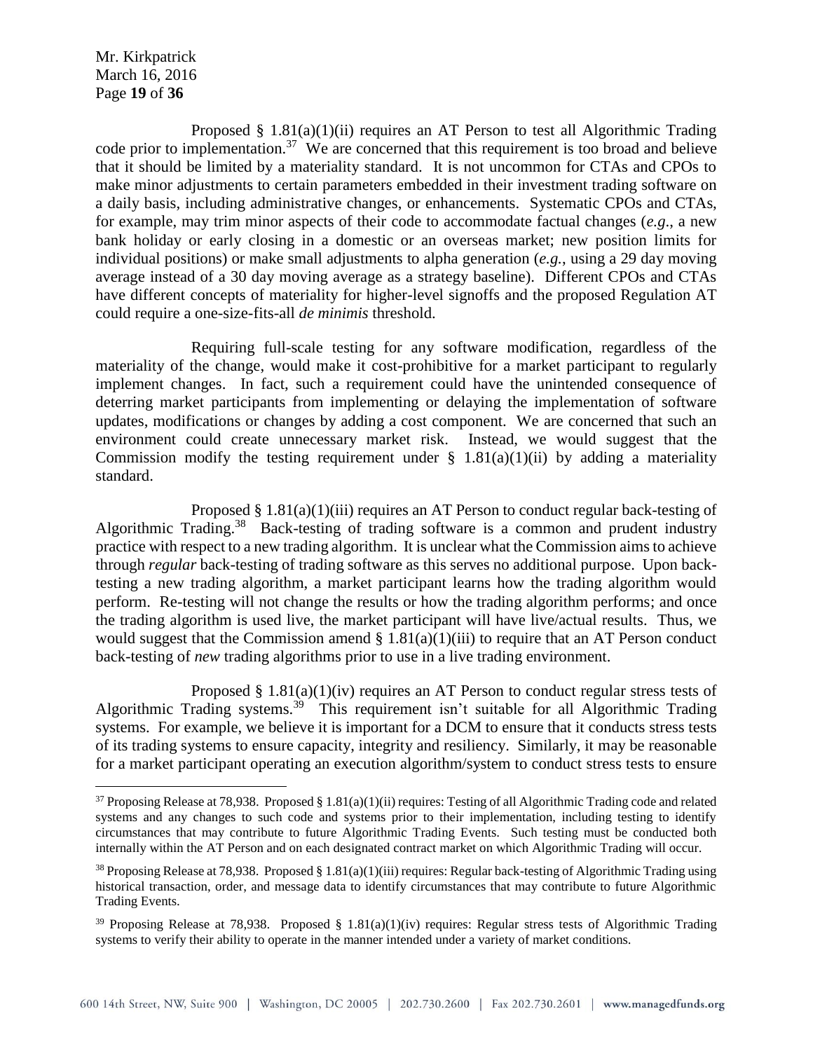Proposed § 1.81(a)(1)(ii) requires an AT Person to test all Algorithmic Trading code prior to implementation.[37] We are concerned that this requirement is too broad and believe that it should be limited by a materiality standard. It is not uncommon for CTAs and CPOs to make minor adjustments to certain parameters embedded in their investment trading software on a daily basis, including administrative changes, or enhancements. Systematic CPOs and CTAs, for example, may trim minor aspects of their code to accommodate factual changes (*e.g.*, a new bank holiday or early closing in a domestic or an overseas market; new position limits for individual positions) or make small adjustments to alpha generation (*e.g.*, using a 29 day moving average instead of a 30 day moving average as a strategy baseline). Different CPOs and CTAs have different concepts of materiality for higher-level signoffs and the proposed Regulation AT could require a one-size-fits-all *de minimis* threshold.

Requiring full-scale testing for any software modification, regardless of the materiality of the change, would make it cost-prohibitive for a market participant to regularly implement changes. In fact, such a requirement could have the unintended consequence of deterring market participants from implementing or delaying the implementation of software updates, modifications or changes by adding a cost component. We are concerned that such an environment could create unnecessary market risk. Instead, we would suggest that the Commission modify the testing requirement under § 1.81(a)(1)(ii) by adding a materiality standard.

Proposed § 1.81(a)(1)(iii) requires an AT Person to conduct regular back-testing of Algorithmic Trading.[38] Back-testing of trading software is a common and prudent industry practice with respect to a new trading algorithm. It is unclear what the Commission aims to achieve through *regular* back-testing of trading software as this serves no additional purpose. Upon back-testing a new trading algorithm, a market participant learns how the trading algorithm would perform. Re-testing will not change the results or how the trading algorithm performs; and once the trading algorithm is used live, the market participant will have live/actual results. Thus, we would suggest that the Commission amend § 1.81(a)(1)(iii) to require that an AT Person conduct back-testing of *new* trading algorithms prior to use in a live trading environment.

Proposed § 1.81(a)(1)(iv) requires an AT Person to conduct regular stress tests of Algorithmic Trading systems.[39] This requirement isn't suitable for all Algorithmic Trading systems. For example, we believe it is important for a DCM to ensure that it conducts stress tests of its trading systems to ensure capacity, integrity and resiliency. Similarly, it may be reasonable for a market participant operating an execution algorithm/system to conduct stress tests to ensure

---

[37] Proposing Release at 78,938. Proposed § 1.81(a)(1)(ii) requires: Testing of all Algorithmic Trading code and related systems and any changes to such code and systems prior to their implementation, including testing to identify circumstances that may contribute to future Algorithmic Trading Events. Such testing must be conducted both internally within the AT Person and on each designated contract market on which Algorithmic Trading will occur.

[38] Proposing Release at 78,938. Proposed § 1.81(a)(1)(iii) requires: Regular back-testing of Algorithmic Trading using historical transaction, order, and message data to identify circumstances that may contribute to future Algorithmic Trading Events.

[39] Proposing Release at 78,938. Proposed § 1.81(a)(1)(iv) requires: Regular stress tests of Algorithmic Trading systems to verify their ability to operate in the manner intended under a variety of market conditions.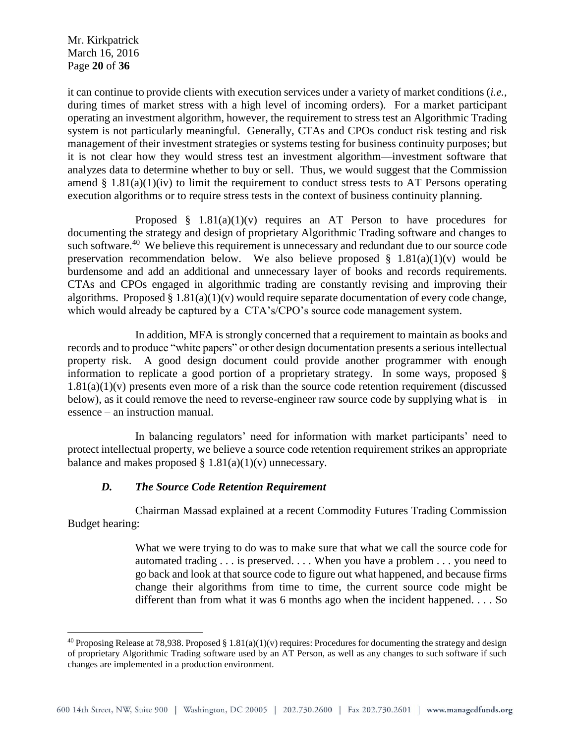it can continue to provide clients with execution services under a variety of market conditions (*i.e.*, during times of market stress with a high level of incoming orders). For a market participant operating an investment algorithm, however, the requirement to stress test an Algorithmic Trading system is not particularly meaningful. Generally, CTAs and CPOs conduct risk testing and risk management of their investment strategies or systems testing for business continuity purposes; but it is not clear how they would stress test an investment algorithm—investment software that analyzes data to determine whether to buy or sell. Thus, we would suggest that the Commission amend § 1.81(a)(1)(iv) to limit the requirement to conduct stress tests to AT Persons operating execution algorithms or to require stress tests in the context of business continuity planning.

Proposed § 1.81(a)(1)(v) requires an AT Person to have procedures for documenting the strategy and design of proprietary Algorithmic Trading software and changes to such software.[40] We believe this requirement is unnecessary and redundant due to our source code preservation recommendation below. We also believe proposed § 1.81(a)(1)(v) would be burdensome and add an additional and unnecessary layer of books and records requirements. CTAs and CPOs engaged in algorithmic trading are constantly revising and improving their algorithms. Proposed § 1.81(a)(1)(v) would require separate documentation of every code change, which would already be captured by a CTA's/CPO's source code management system.

In addition, MFA is strongly concerned that a requirement to maintain as books and records and to produce "white papers" or other design documentation presents a serious intellectual property risk. A good design document could provide another programmer with enough information to replicate a good portion of a proprietary strategy. In some ways, proposed § 1.81(a)(1)(v) presents even more of a risk than the source code retention requirement (discussed below), as it could remove the need to reverse-engineer raw source code by supplying what is – in essence – an instruction manual.

In balancing regulators' need for information with market participants' need to protect intellectual property, we believe a source code retention requirement strikes an appropriate balance and makes proposed § 1.81(a)(1)(v) unnecessary.

### *D. The Source Code Retention Requirement*

Chairman Massad explained at a recent Commodity Futures Trading Commission Budget hearing:

> What we were trying to do was to make sure that what we call the source code for automated trading . . . is preserved. . . . When you have a problem . . . you need to go back and look at that source code to figure out what happened, and because firms change their algorithms from time to time, the current source code might be different than from what it was 6 months ago when the incident happened. . . . So

---

[40] Proposing Release at 78,938. Proposed § 1.81(a)(1)(v) requires: Procedures for documenting the strategy and design of proprietary Algorithmic Trading software used by an AT Person, as well as any changes to such software if such changes are implemented in a production environment.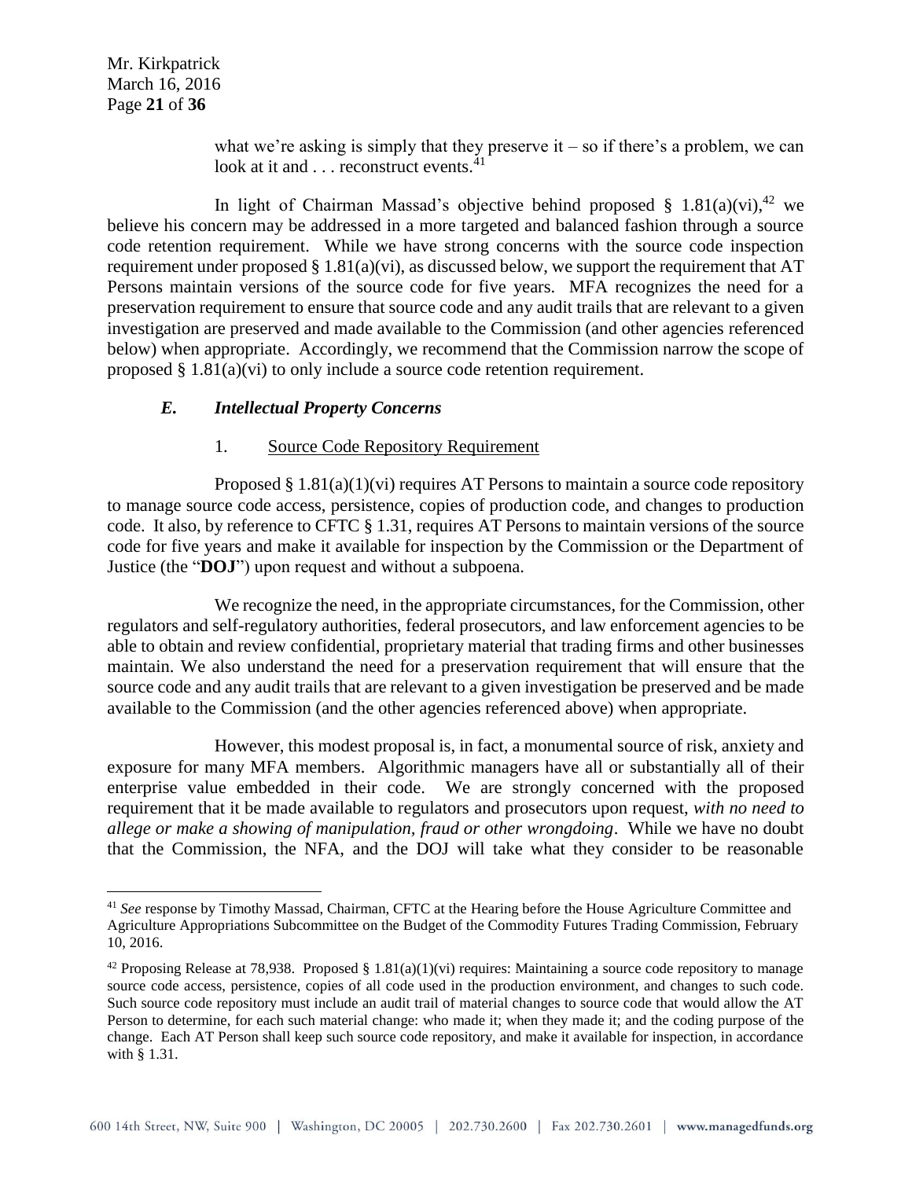> what we're asking is simply that they preserve it – so if there's a problem, we can look at it and . . . reconstruct events.[41]

In light of Chairman Massad's objective behind proposed § 1.81(a)(vi),[42] we believe his concern may be addressed in a more targeted and balanced fashion through a source code retention requirement. While we have strong concerns with the source code inspection requirement under proposed § 1.81(a)(vi), as discussed below, we support the requirement that AT Persons maintain versions of the source code for five years. MFA recognizes the need for a preservation requirement to ensure that source code and any audit trails that are relevant to a given investigation are preserved and made available to the Commission (and other agencies referenced below) when appropriate. Accordingly, we recommend that the Commission narrow the scope of proposed § 1.81(a)(vi) to only include a source code retention requirement.

### *E. Intellectual Property Concerns*

#### 1. Source Code Repository Requirement

Proposed § 1.81(a)(1)(vi) requires AT Persons to maintain a source code repository to manage source code access, persistence, copies of production code, and changes to production code. It also, by reference to CFTC § 1.31, requires AT Persons to maintain versions of the source code for five years and make it available for inspection by the Commission or the Department of Justice (the "**DOJ**") upon request and without a subpoena.

We recognize the need, in the appropriate circumstances, for the Commission, other regulators and self-regulatory authorities, federal prosecutors, and law enforcement agencies to be able to obtain and review confidential, proprietary material that trading firms and other businesses maintain. We also understand the need for a preservation requirement that will ensure that the source code and any audit trails that are relevant to a given investigation be preserved and be made available to the Commission (and the other agencies referenced above) when appropriate.

However, this modest proposal is, in fact, a monumental source of risk, anxiety and exposure for many MFA members. Algorithmic managers have all or substantially all of their enterprise value embedded in their code. We are strongly concerned with the proposed requirement that it be made available to regulators and prosecutors upon request, *with no need to allege or make a showing of manipulation, fraud or other wrongdoing*. While we have no doubt that the Commission, the NFA, and the DOJ will take what they consider to be reasonable

---

[41] *See* response by Timothy Massad, Chairman, CFTC at the Hearing before the House Agriculture Committee and Agriculture Appropriations Subcommittee on the Budget of the Commodity Futures Trading Commission, February 10, 2016.

[42] Proposing Release at 78,938. Proposed § 1.81(a)(1)(vi) requires: Maintaining a source code repository to manage source code access, persistence, copies of all code used in the production environment, and changes to such code. Such source code repository must include an audit trail of material changes to source code that would allow the AT Person to determine, for each such material change: who made it; when they made it; and the coding purpose of the change. Each AT Person shall keep such source code repository, and make it available for inspection, in accordance with § 1.31.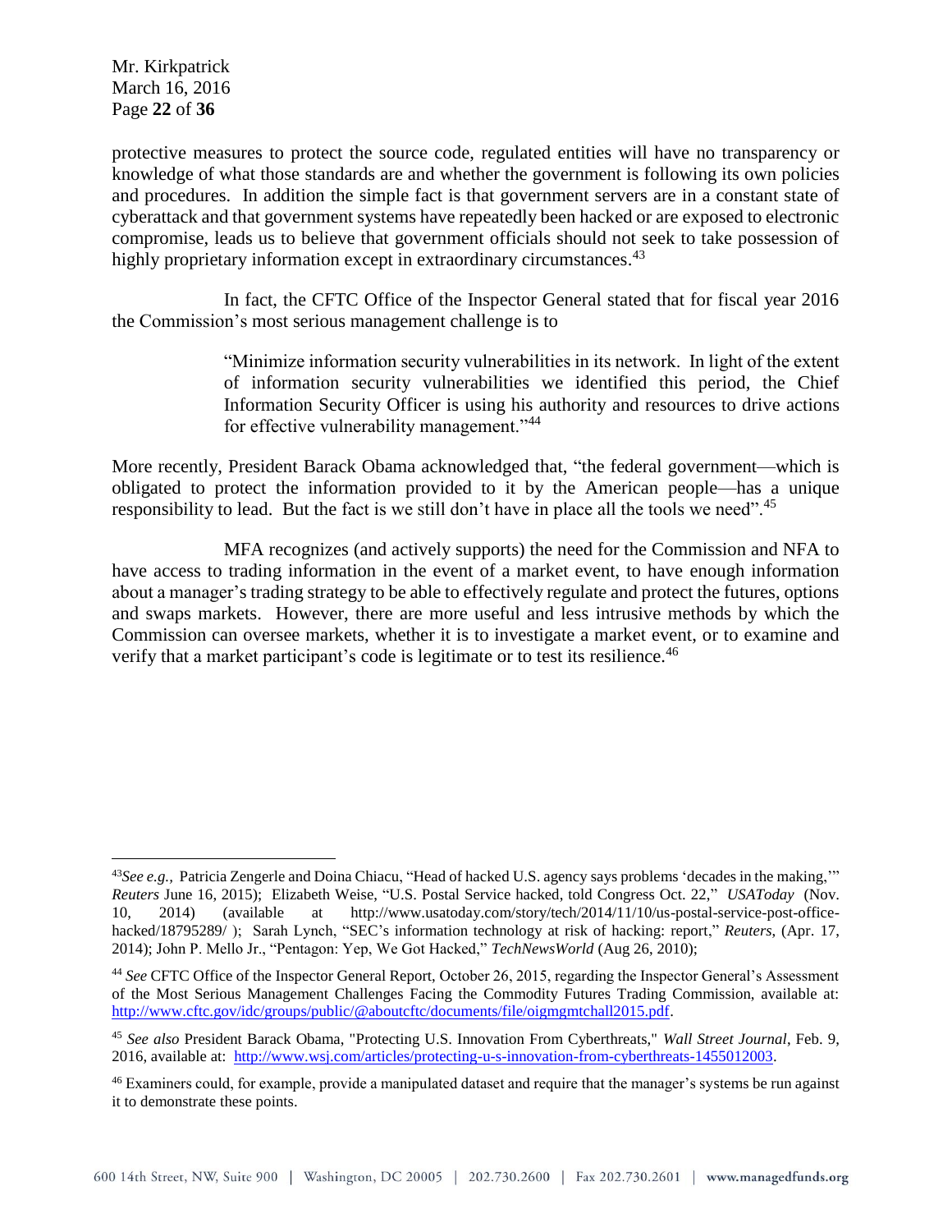protective measures to protect the source code, regulated entities will have no transparency or knowledge of what those standards are and whether the government is following its own policies and procedures. In addition the simple fact is that government servers are in a constant state of cyberattack and that government systems have repeatedly been hacked or are exposed to electronic compromise, leads us to believe that government officials should not seek to take possession of highly proprietary information except in extraordinary circumstances.[43]

In fact, the CFTC Office of the Inspector General stated that for fiscal year 2016 the Commission's most serious management challenge is to

> "Minimize information security vulnerabilities in its network. In light of the extent of information security vulnerabilities we identified this period, the Chief Information Security Officer is using his authority and resources to drive actions for effective vulnerability management."[44]

More recently, President Barack Obama acknowledged that, "the federal government—which is obligated to protect the information provided to it by the American people—has a unique responsibility to lead. But the fact is we still don't have in place all the tools we need".[45]

MFA recognizes (and actively supports) the need for the Commission and NFA to have access to trading information in the event of a market event, to have enough information about a manager's trading strategy to be able to effectively regulate and protect the futures, options and swaps markets. However, there are more useful and less intrusive methods by which the Commission can oversee markets, whether it is to investigate a market event, or to examine and verify that a market participant's code is legitimate or to test its resilience.[46]

---

[43] *See e.g.,* Patricia Zengerle and Doina Chiacu, "Head of hacked U.S. agency says problems 'decades in the making,'" *Reuters* June 16, 2015); Elizabeth Weise, "U.S. Postal Service hacked, told Congress Oct. 22," *USAToday* (Nov. 10, 2014) (available at http://www.usatoday.com/story/tech/2014/11/10/us-postal-service-post-office-hacked/18795289/ ); Sarah Lynch, "SEC's information technology at risk of hacking: report," *Reuters*, (Apr. 17, 2014); John P. Mello Jr., "Pentagon: Yep, We Got Hacked," *TechNewsWorld* (Aug 26, 2010);

[44] *See* CFTC Office of the Inspector General Report, October 26, 2015, regarding the Inspector General's Assessment of the Most Serious Management Challenges Facing the Commodity Futures Trading Commission, available at: http://www.cftc.gov/idc/groups/public/@aboutcftc/documents/file/oigmgmtchall2015.pdf.

[45] *See also* President Barack Obama, "Protecting U.S. Innovation From Cyberthreats," *Wall Street Journal*, Feb. 9, 2016, available at: http://www.wsj.com/articles/protecting-u-s-innovation-from-cyberthreats-1455012003.

[46] Examiners could, for example, provide a manipulated dataset and require that the manager's systems be run against it to demonstrate these points.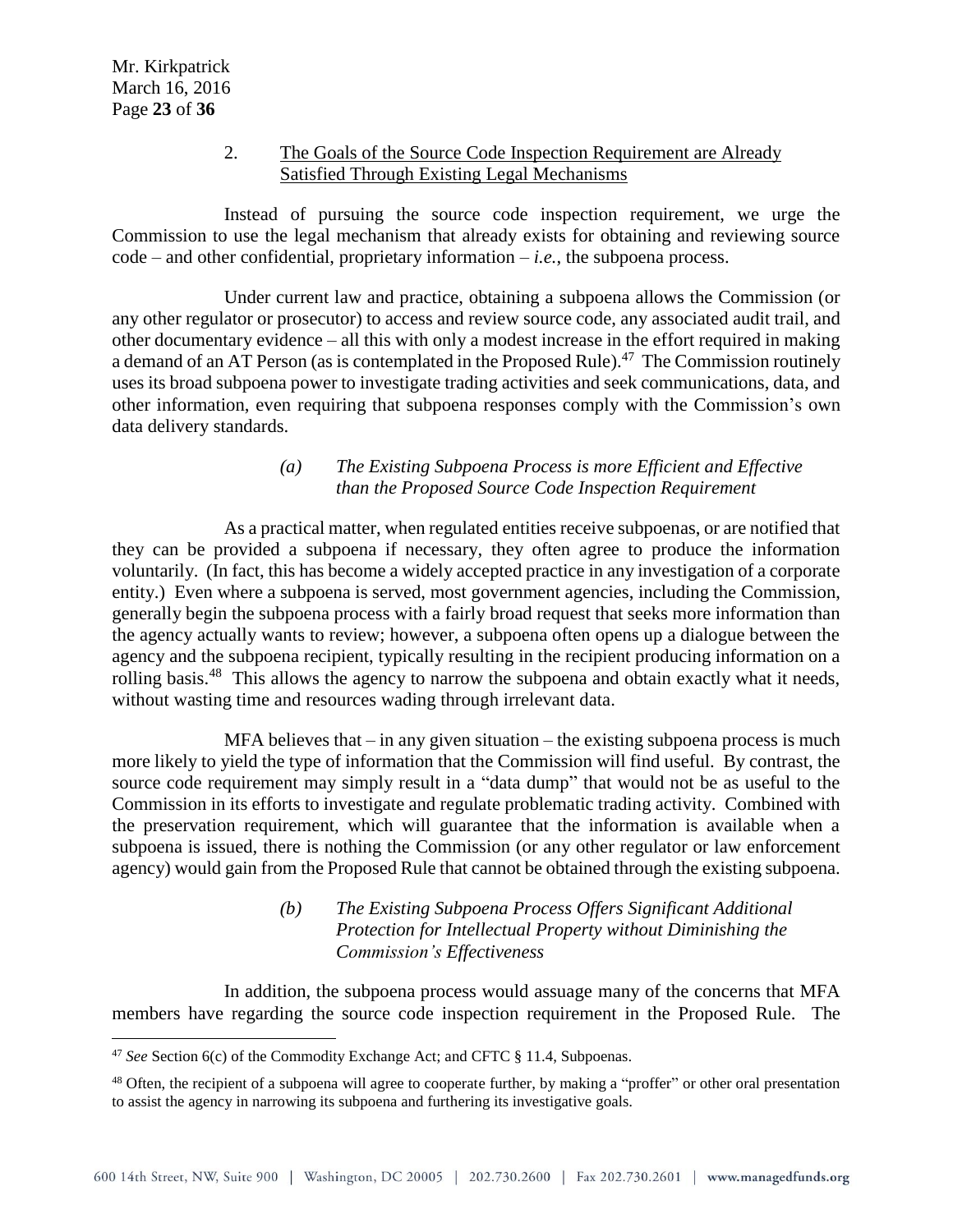### 2. The Goals of the Source Code Inspection Requirement are Already Satisfied Through Existing Legal Mechanisms

Instead of pursuing the source code inspection requirement, we urge the Commission to use the legal mechanism that already exists for obtaining and reviewing source code – and other confidential, proprietary information – *i.e.*, the subpoena process.

Under current law and practice, obtaining a subpoena allows the Commission (or any other regulator or prosecutor) to access and review source code, any associated audit trail, and other documentary evidence – all this with only a modest increase in the effort required in making a demand of an AT Person (as is contemplated in the Proposed Rule).[47] The Commission routinely uses its broad subpoena power to investigate trading activities and seek communications, data, and other information, even requiring that subpoena responses comply with the Commission's own data delivery standards.

#### *(a) The Existing Subpoena Process is more Efficient and Effective than the Proposed Source Code Inspection Requirement*

As a practical matter, when regulated entities receive subpoenas, or are notified that they can be provided a subpoena if necessary, they often agree to produce the information voluntarily. (In fact, this has become a widely accepted practice in any investigation of a corporate entity.) Even where a subpoena is served, most government agencies, including the Commission, generally begin the subpoena process with a fairly broad request that seeks more information than the agency actually wants to review; however, a subpoena often opens up a dialogue between the agency and the subpoena recipient, typically resulting in the recipient producing information on a rolling basis.[48] This allows the agency to narrow the subpoena and obtain exactly what it needs, without wasting time and resources wading through irrelevant data.

MFA believes that – in any given situation – the existing subpoena process is much more likely to yield the type of information that the Commission will find useful. By contrast, the source code requirement may simply result in a "data dump" that would not be as useful to the Commission in its efforts to investigate and regulate problematic trading activity. Combined with the preservation requirement, which will guarantee that the information is available when a subpoena is issued, there is nothing the Commission (or any other regulator or law enforcement agency) would gain from the Proposed Rule that cannot be obtained through the existing subpoena.

#### *(b) The Existing Subpoena Process Offers Significant Additional Protection for Intellectual Property without Diminishing the Commission's Effectiveness*

In addition, the subpoena process would assuage many of the concerns that MFA members have regarding the source code inspection requirement in the Proposed Rule. The

---

[47] *See* Section 6(c) of the Commodity Exchange Act; and CFTC § 11.4, Subpoenas.

[48] Often, the recipient of a subpoena will agree to cooperate further, by making a "proffer" or other oral presentation to assist the agency in narrowing its subpoena and furthering its investigative goals.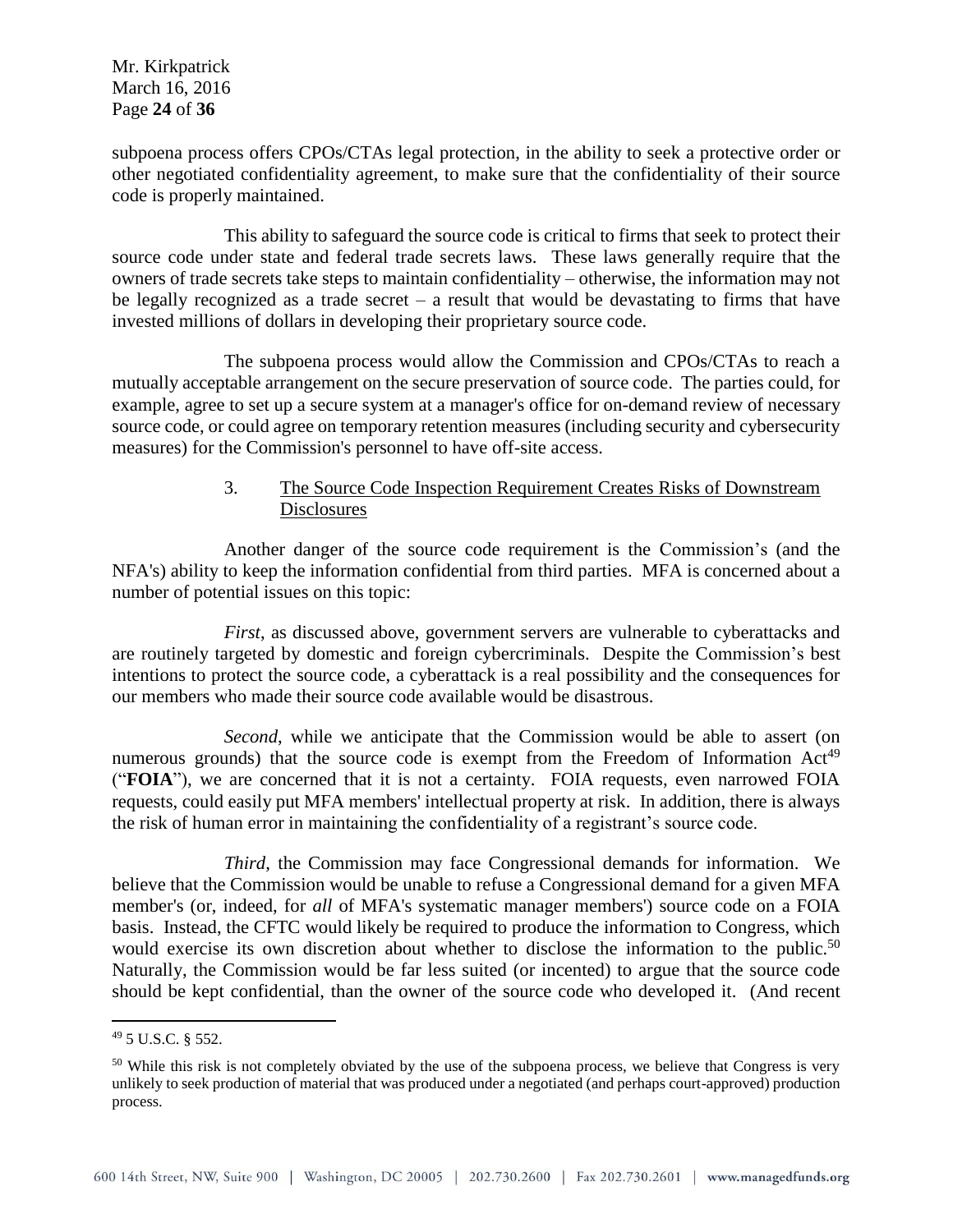subpoena process offers CPOs/CTAs legal protection, in the ability to seek a protective order or other negotiated confidentiality agreement, to make sure that the confidentiality of their source code is properly maintained.

This ability to safeguard the source code is critical to firms that seek to protect their source code under state and federal trade secrets laws. These laws generally require that the owners of trade secrets take steps to maintain confidentiality – otherwise, the information may not be legally recognized as a trade secret – a result that would be devastating to firms that have invested millions of dollars in developing their proprietary source code.

The subpoena process would allow the Commission and CPOs/CTAs to reach a mutually acceptable arrangement on the secure preservation of source code. The parties could, for example, agree to set up a secure system at a manager's office for on-demand review of necessary source code, or could agree on temporary retention measures (including security and cybersecurity measures) for the Commission's personnel to have off-site access.

3. <u>The Source Code Inspection Requirement Creates Risks of Downstream Disclosures</u>

Another danger of the source code requirement is the Commission's (and the NFA's) ability to keep the information confidential from third parties. MFA is concerned about a number of potential issues on this topic:

*First*, as discussed above, government servers are vulnerable to cyberattacks and are routinely targeted by domestic and foreign cybercriminals. Despite the Commission's best intentions to protect the source code, a cyberattack is a real possibility and the consequences for our members who made their source code available would be disastrous.

*Second*, while we anticipate that the Commission would be able to assert (on numerous grounds) that the source code is exempt from the Freedom of Information Act[49] ("**FOIA**"), we are concerned that it is not a certainty. FOIA requests, even narrowed FOIA requests, could easily put MFA members' intellectual property at risk. In addition, there is always the risk of human error in maintaining the confidentiality of a registrant's source code.

*Third*, the Commission may face Congressional demands for information. We believe that the Commission would be unable to refuse a Congressional demand for a given MFA member's (or, indeed, for *all* of MFA's systematic manager members') source code on a FOIA basis. Instead, the CFTC would likely be required to produce the information to Congress, which would exercise its own discretion about whether to disclose the information to the public.[50] Naturally, the Commission would be far less suited (or incented) to argue that the source code should be kept confidential, than the owner of the source code who developed it. (And recent

---

[49] 5 U.S.C. § 552.

[50] While this risk is not completely obviated by the use of the subpoena process, we believe that Congress is very unlikely to seek production of material that was produced under a negotiated (and perhaps court-approved) production process.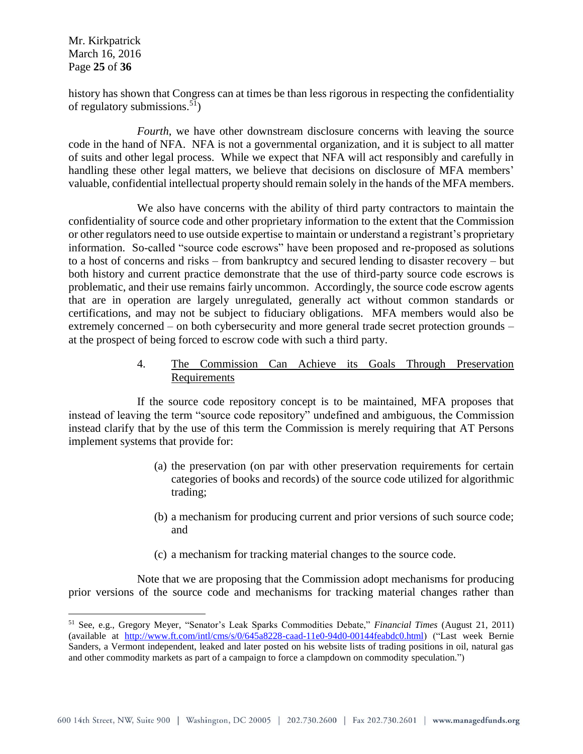history has shown that Congress can at times be than less rigorous in respecting the confidentiality of regulatory submissions.[51])

*Fourth*, we have other downstream disclosure concerns with leaving the source code in the hand of NFA. NFA is not a governmental organization, and it is subject to all matter of suits and other legal process. While we expect that NFA will act responsibly and carefully in handling these other legal matters, we believe that decisions on disclosure of MFA members' valuable, confidential intellectual property should remain solely in the hands of the MFA members.

We also have concerns with the ability of third party contractors to maintain the confidentiality of source code and other proprietary information to the extent that the Commission or other regulators need to use outside expertise to maintain or understand a registrant's proprietary information. So-called "source code escrows" have been proposed and re-proposed as solutions to a host of concerns and risks – from bankruptcy and secured lending to disaster recovery – but both history and current practice demonstrate that the use of third-party source code escrows is problematic, and their use remains fairly uncommon. Accordingly, the source code escrow agents that are in operation are largely unregulated, generally act without common standards or certifications, and may not be subject to fiduciary obligations. MFA members would also be extremely concerned – on both cybersecurity and more general trade secret protection grounds – at the prospect of being forced to escrow code with such a third party.

### 4. <u>The Commission Can Achieve its Goals Through Preservation Requirements</u>

If the source code repository concept is to be maintained, MFA proposes that instead of leaving the term "source code repository" undefined and ambiguous, the Commission instead clarify that by the use of this term the Commission is merely requiring that AT Persons implement systems that provide for:

(a) the preservation (on par with other preservation requirements for certain categories of books and records) of the source code utilized for algorithmic trading;

(b) a mechanism for producing current and prior versions of such source code; and

(c) a mechanism for tracking material changes to the source code.

Note that we are proposing that the Commission adopt mechanisms for producing prior versions of the source code and mechanisms for tracking material changes rather than

---

[51] See, e.g., Gregory Meyer, "Senator's Leak Sparks Commodities Debate," *Financial Times* (August 21, 2011) (available at http://www.ft.com/intl/cms/s/0/645a8228-caad-11e0-94d0-00144feabdc0.html) ("Last week Bernie Sanders, a Vermont independent, leaked and later posted on his website lists of trading positions in oil, natural gas and other commodity markets as part of a campaign to force a clampdown on commodity speculation.")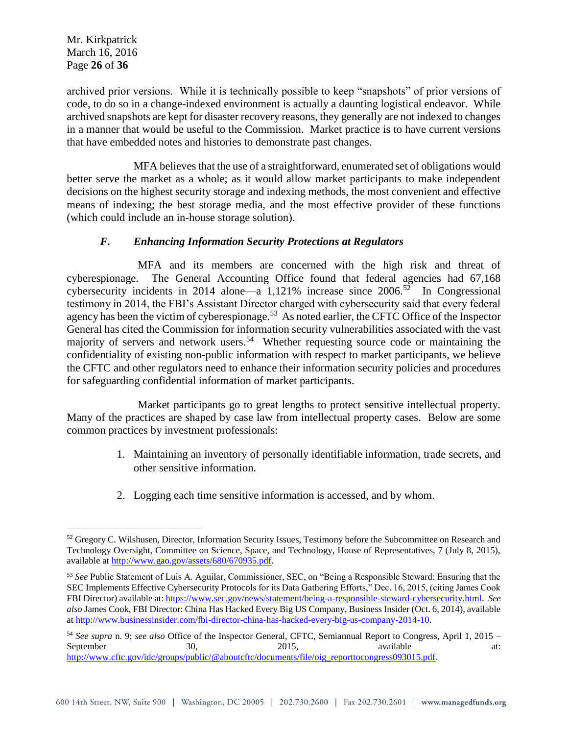archived prior versions. While it is technically possible to keep "snapshots" of prior versions of code, to do so in a change-indexed environment is actually a daunting logistical endeavor. While archived snapshots are kept for disaster recovery reasons, they generally are not indexed to changes in a manner that would be useful to the Commission. Market practice is to have current versions that have embedded notes and histories to demonstrate past changes.

MFA believes that the use of a straightforward, enumerated set of obligations would better serve the market as a whole; as it would allow market participants to make independent decisions on the highest security storage and indexing methods, the most convenient and effective means of indexing; the best storage media, and the most effective provider of these functions (which could include an in-house storage solution).

### *F. Enhancing Information Security Protections at Regulators*

MFA and its members are concerned with the high risk and threat of cyberespionage. The General Accounting Office found that federal agencies had 67,168 cybersecurity incidents in 2014 alone—a 1,121% increase since 2006.[52] In Congressional testimony in 2014, the FBI's Assistant Director charged with cybersecurity said that every federal agency has been the victim of cyberespionage.[53] As noted earlier, the CFTC Office of the Inspector General has cited the Commission for information security vulnerabilities associated with the vast majority of servers and network users.[54] Whether requesting source code or maintaining the confidentiality of existing non-public information with respect to market participants, we believe the CFTC and other regulators need to enhance their information security policies and procedures for safeguarding confidential information of market participants.

Market participants go to great lengths to protect sensitive intellectual property. Many of the practices are shaped by case law from intellectual property cases. Below are some common practices by investment professionals:

1. Maintaining an inventory of personally identifiable information, trade secrets, and other sensitive information.
2. Logging each time sensitive information is accessed, and by whom.

---

[52] Gregory C. Wilshusen, Director, Information Security Issues, Testimony before the Subcommittee on Research and Technology Oversight, Committee on Science, Space, and Technology, House of Representatives, 7 (July 8, 2015), available at http://www.gao.gov/assets/680/670935.pdf.

[53] *See* Public Statement of Luis A. Aguilar, Commissioner, SEC, on "Being a Responsible Steward: Ensuring that the SEC Implements Effective Cybersecurity Protocols for its Data Gathering Efforts," Dec. 16, 2015, (citing James Cook FBI Director) available at: https://www.sec.gov/news/statement/being-a-responsible-steward-cybersecurity.html. *See also* James Cook, FBI Director: China Has Hacked Every Big US Company, Business Insider (Oct. 6, 2014), available at http://www.businessinsider.com/fbi-director-china-has-hacked-every-big-us-company-2014-10.

[54] *See supra* n. 9; *see also* Office of the Inspector General, CFTC, Semiannual Report to Congress, April 1, 2015 – September 30, 2015, available at: http://www.cftc.gov/idc/groups/public/@aboutcftc/documents/file/oig_reporttocongress093015.pdf.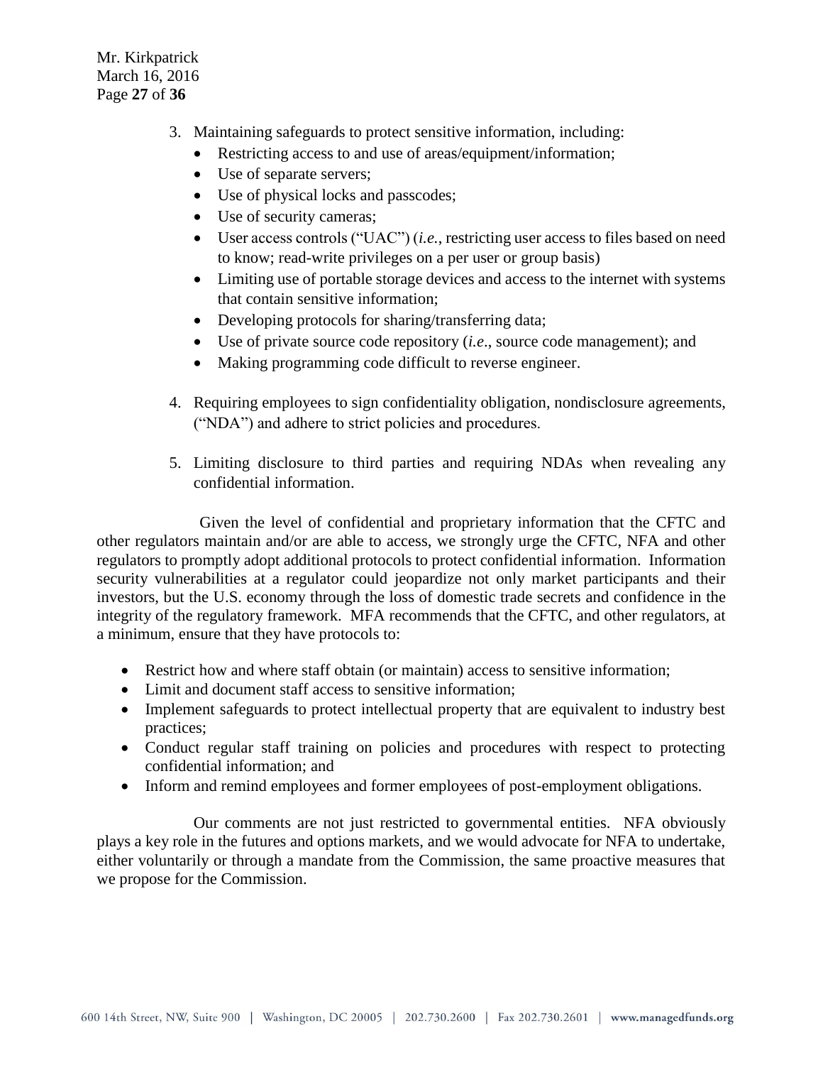3. Maintaining safeguards to protect sensitive information, including:
   - Restricting access to and use of areas/equipment/information;
   - Use of separate servers;
   - Use of physical locks and passcodes;
   - Use of security cameras;
   - User access controls ("UAC") (*i.e.*, restricting user access to files based on need to know; read-write privileges on a per user or group basis)
   - Limiting use of portable storage devices and access to the internet with systems that contain sensitive information;
   - Developing protocols for sharing/transferring data;
   - Use of private source code repository (*i.e*., source code management); and
   - Making programming code difficult to reverse engineer.

4. Requiring employees to sign confidentiality obligation, nondisclosure agreements, ("NDA") and adhere to strict policies and procedures.

5. Limiting disclosure to third parties and requiring NDAs when revealing any confidential information.

Given the level of confidential and proprietary information that the CFTC and other regulators maintain and/or are able to access, we strongly urge the CFTC, NFA and other regulators to promptly adopt additional protocols to protect confidential information. Information security vulnerabilities at a regulator could jeopardize not only market participants and their investors, but the U.S. economy through the loss of domestic trade secrets and confidence in the integrity of the regulatory framework. MFA recommends that the CFTC, and other regulators, at a minimum, ensure that they have protocols to:

- Restrict how and where staff obtain (or maintain) access to sensitive information;
- Limit and document staff access to sensitive information;
- Implement safeguards to protect intellectual property that are equivalent to industry best practices;
- Conduct regular staff training on policies and procedures with respect to protecting confidential information; and
- Inform and remind employees and former employees of post-employment obligations.

Our comments are not just restricted to governmental entities. NFA obviously plays a key role in the futures and options markets, and we would advocate for NFA to undertake, either voluntarily or through a mandate from the Commission, the same proactive measures that we propose for the Commission.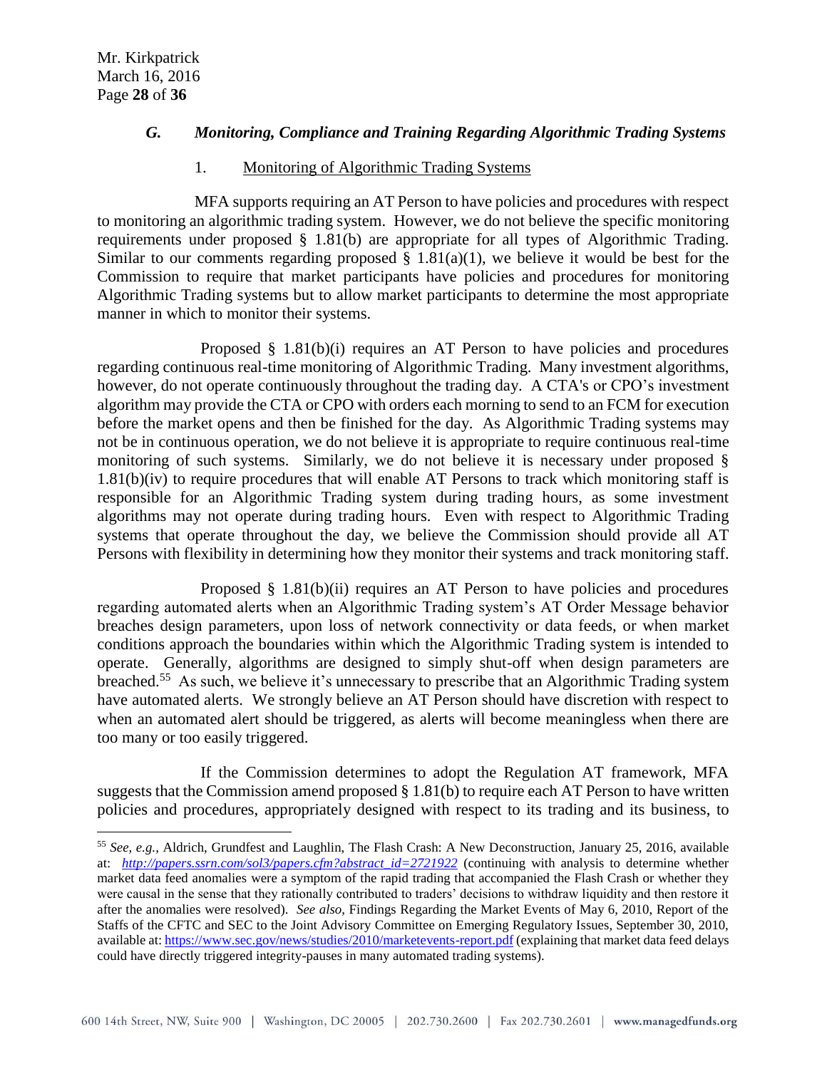### *G. Monitoring, Compliance and Training Regarding Algorithmic Trading Systems*

#### 1. Monitoring of Algorithmic Trading Systems

MFA supports requiring an AT Person to have policies and procedures with respect to monitoring an algorithmic trading system. However, we do not believe the specific monitoring requirements under proposed § 1.81(b) are appropriate for all types of Algorithmic Trading. Similar to our comments regarding proposed § 1.81(a)(1), we believe it would be best for the Commission to require that market participants have policies and procedures for monitoring Algorithmic Trading systems but to allow market participants to determine the most appropriate manner in which to monitor their systems.

Proposed § 1.81(b)(i) requires an AT Person to have policies and procedures regarding continuous real-time monitoring of Algorithmic Trading. Many investment algorithms, however, do not operate continuously throughout the trading day. A CTA's or CPO's investment algorithm may provide the CTA or CPO with orders each morning to send to an FCM for execution before the market opens and then be finished for the day. As Algorithmic Trading systems may not be in continuous operation, we do not believe it is appropriate to require continuous real-time monitoring of such systems. Similarly, we do not believe it is necessary under proposed § 1.81(b)(iv) to require procedures that will enable AT Persons to track which monitoring staff is responsible for an Algorithmic Trading system during trading hours, as some investment algorithms may not operate during trading hours. Even with respect to Algorithmic Trading systems that operate throughout the day, we believe the Commission should provide all AT Persons with flexibility in determining how they monitor their systems and track monitoring staff.

Proposed § 1.81(b)(ii) requires an AT Person to have policies and procedures regarding automated alerts when an Algorithmic Trading system's AT Order Message behavior breaches design parameters, upon loss of network connectivity or data feeds, or when market conditions approach the boundaries within which the Algorithmic Trading system is intended to operate. Generally, algorithms are designed to simply shut-off when design parameters are breached.[55] As such, we believe it's unnecessary to prescribe that an Algorithmic Trading system have automated alerts. We strongly believe an AT Person should have discretion with respect to when an automated alert should be triggered, as alerts will become meaningless when there are too many or too easily triggered.

If the Commission determines to adopt the Regulation AT framework, MFA suggests that the Commission amend proposed § 1.81(b) to require each AT Person to have written policies and procedures, appropriately designed with respect to its trading and its business, to

---

[55] *See, e.g.,* Aldrich, Grundfest and Laughlin, The Flash Crash: A New Deconstruction, January 25, 2016, available at: *http://papers.ssrn.com/sol3/papers.cfm?abstract_id=2721922* (continuing with analysis to determine whether market data feed anomalies were a symptom of the rapid trading that accompanied the Flash Crash or whether they were causal in the sense that they rationally contributed to traders' decisions to withdraw liquidity and then restore it after the anomalies were resolved). *See also*, Findings Regarding the Market Events of May 6, 2010, Report of the Staffs of the CFTC and SEC to the Joint Advisory Committee on Emerging Regulatory Issues, September 30, 2010, available at: https://www.sec.gov/news/studies/2010/marketevents-report.pdf (explaining that market data feed delays could have directly triggered integrity-pauses in many automated trading systems).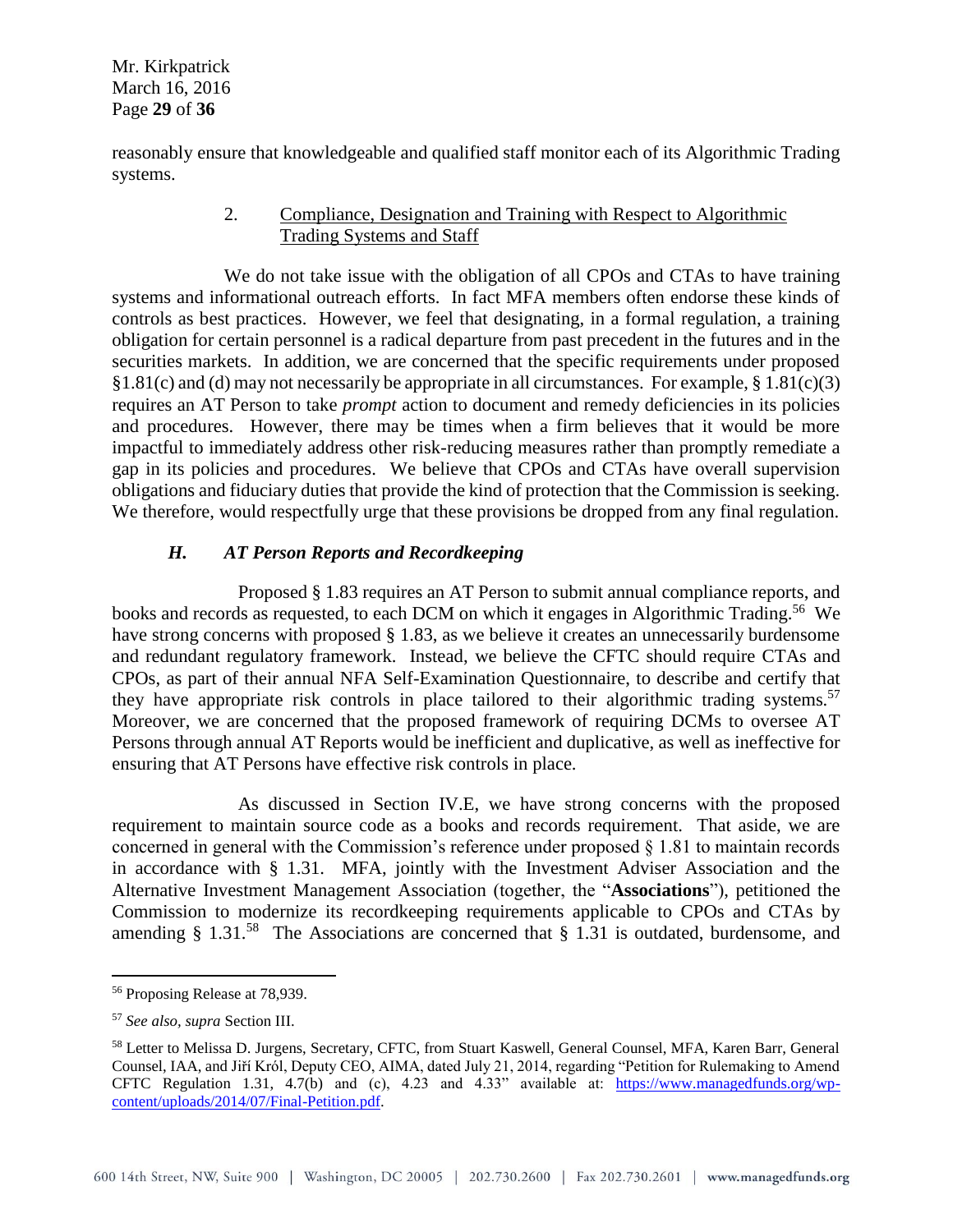reasonably ensure that knowledgeable and qualified staff monitor each of its Algorithmic Trading systems.

2. Compliance, Designation and Training with Respect to Algorithmic Trading Systems and Staff

We do not take issue with the obligation of all CPOs and CTAs to have training systems and informational outreach efforts. In fact MFA members often endorse these kinds of controls as best practices. However, we feel that designating, in a formal regulation, a training obligation for certain personnel is a radical departure from past precedent in the futures and in the securities markets. In addition, we are concerned that the specific requirements under proposed §1.81(c) and (d) may not necessarily be appropriate in all circumstances. For example, § 1.81(c)(3) requires an AT Person to take *prompt* action to document and remedy deficiencies in its policies and procedures. However, there may be times when a firm believes that it would be more impactful to immediately address other risk-reducing measures rather than promptly remediate a gap in its policies and procedures. We believe that CPOs and CTAs have overall supervision obligations and fiduciary duties that provide the kind of protection that the Commission is seeking. We therefore, would respectfully urge that these provisions be dropped from any final regulation.

### *H. AT Person Reports and Recordkeeping*

Proposed § 1.83 requires an AT Person to submit annual compliance reports, and books and records as requested, to each DCM on which it engages in Algorithmic Trading.[56] We have strong concerns with proposed § 1.83, as we believe it creates an unnecessarily burdensome and redundant regulatory framework. Instead, we believe the CFTC should require CTAs and CPOs, as part of their annual NFA Self-Examination Questionnaire, to describe and certify that they have appropriate risk controls in place tailored to their algorithmic trading systems.[57] Moreover, we are concerned that the proposed framework of requiring DCMs to oversee AT Persons through annual AT Reports would be inefficient and duplicative, as well as ineffective for ensuring that AT Persons have effective risk controls in place.

As discussed in Section IV.E, we have strong concerns with the proposed requirement to maintain source code as a books and records requirement. That aside, we are concerned in general with the Commission's reference under proposed § 1.81 to maintain records in accordance with § 1.31. MFA, jointly with the Investment Adviser Association and the Alternative Investment Management Association (together, the "**Associations**"), petitioned the Commission to modernize its recordkeeping requirements applicable to CPOs and CTAs by amending § 1.31.[58] The Associations are concerned that § 1.31 is outdated, burdensome, and

---

[56] Proposing Release at 78,939.

[57] *See also, supra* Section III.

[58] Letter to Melissa D. Jurgens, Secretary, CFTC, from Stuart Kaswell, General Counsel, MFA, Karen Barr, General Counsel, IAA, and Jiří Król, Deputy CEO, AIMA, dated July 21, 2014, regarding "Petition for Rulemaking to Amend CFTC Regulation 1.31, 4.7(b) and (c), 4.23 and 4.33" available at: https://www.managedfunds.org/wp-content/uploads/2014/07/Final-Petition.pdf.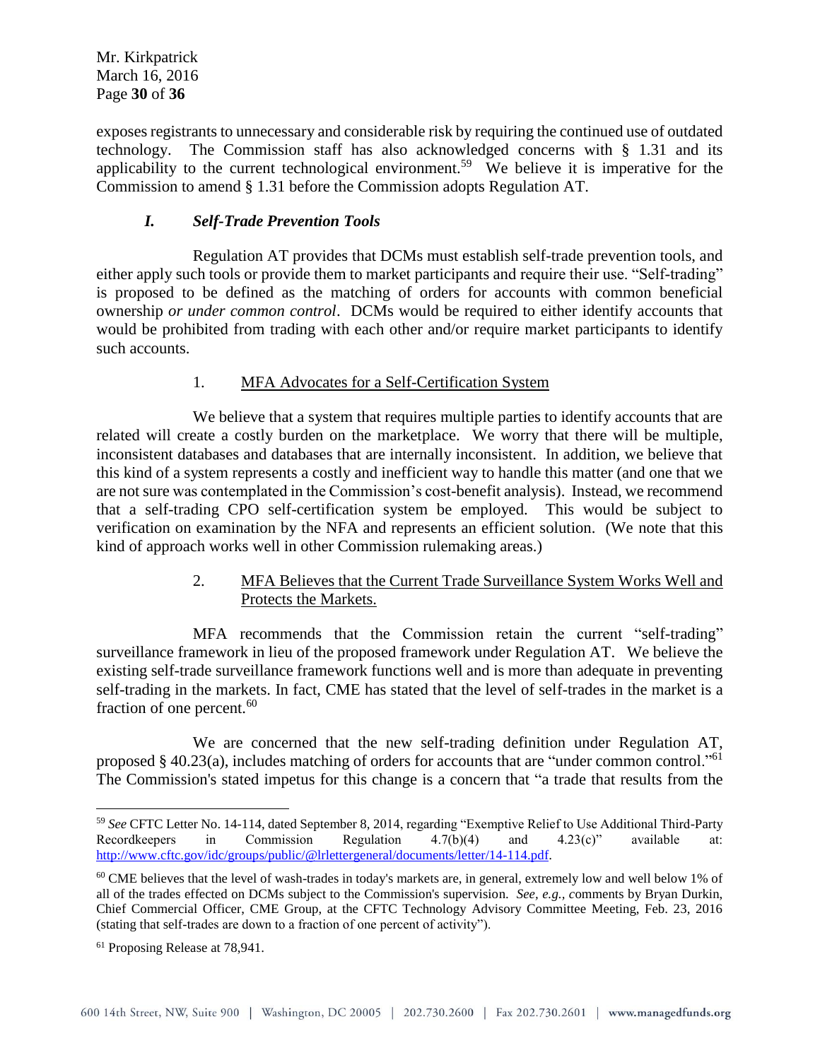exposes registrants to unnecessary and considerable risk by requiring the continued use of outdated technology. The Commission staff has also acknowledged concerns with § 1.31 and its applicability to the current technological environment.[59] We believe it is imperative for the Commission to amend § 1.31 before the Commission adopts Regulation AT.

### *I. Self-Trade Prevention Tools*

Regulation AT provides that DCMs must establish self-trade prevention tools, and either apply such tools or provide them to market participants and require their use. "Self-trading" is proposed to be defined as the matching of orders for accounts with common beneficial ownership *or under common control*. DCMs would be required to either identify accounts that would be prohibited from trading with each other and/or require market participants to identify such accounts.

#### 1. MFA Advocates for a Self-Certification System

We believe that a system that requires multiple parties to identify accounts that are related will create a costly burden on the marketplace. We worry that there will be multiple, inconsistent databases and databases that are internally inconsistent. In addition, we believe that this kind of a system represents a costly and inefficient way to handle this matter (and one that we are not sure was contemplated in the Commission's cost-benefit analysis). Instead, we recommend that a self-trading CPO self-certification system be employed. This would be subject to verification on examination by the NFA and represents an efficient solution. (We note that this kind of approach works well in other Commission rulemaking areas.)

#### 2. MFA Believes that the Current Trade Surveillance System Works Well and Protects the Markets.

MFA recommends that the Commission retain the current "self-trading" surveillance framework in lieu of the proposed framework under Regulation AT. We believe the existing self-trade surveillance framework functions well and is more than adequate in preventing self-trading in the markets. In fact, CME has stated that the level of self-trades in the market is a fraction of one percent.[60]

We are concerned that the new self-trading definition under Regulation AT, proposed § 40.23(a), includes matching of orders for accounts that are "under common control."[61] The Commission's stated impetus for this change is a concern that "a trade that results from the

---

[59] *See* CFTC Letter No. 14-114, dated September 8, 2014, regarding "Exemptive Relief to Use Additional Third-Party Recordkeepers in Commission Regulation 4.7(b)(4) and 4.23(c)" available at: http://www.cftc.gov/idc/groups/public/@lrlettergeneral/documents/letter/14-114.pdf.

[60] CME believes that the level of wash-trades in today's markets are, in general, extremely low and well below 1% of all of the trades effected on DCMs subject to the Commission's supervision. *See, e.g.*, comments by Bryan Durkin, Chief Commercial Officer, CME Group, at the CFTC Technology Advisory Committee Meeting, Feb. 23, 2016 (stating that self-trades are down to a fraction of one percent of activity").

[61] Proposing Release at 78,941.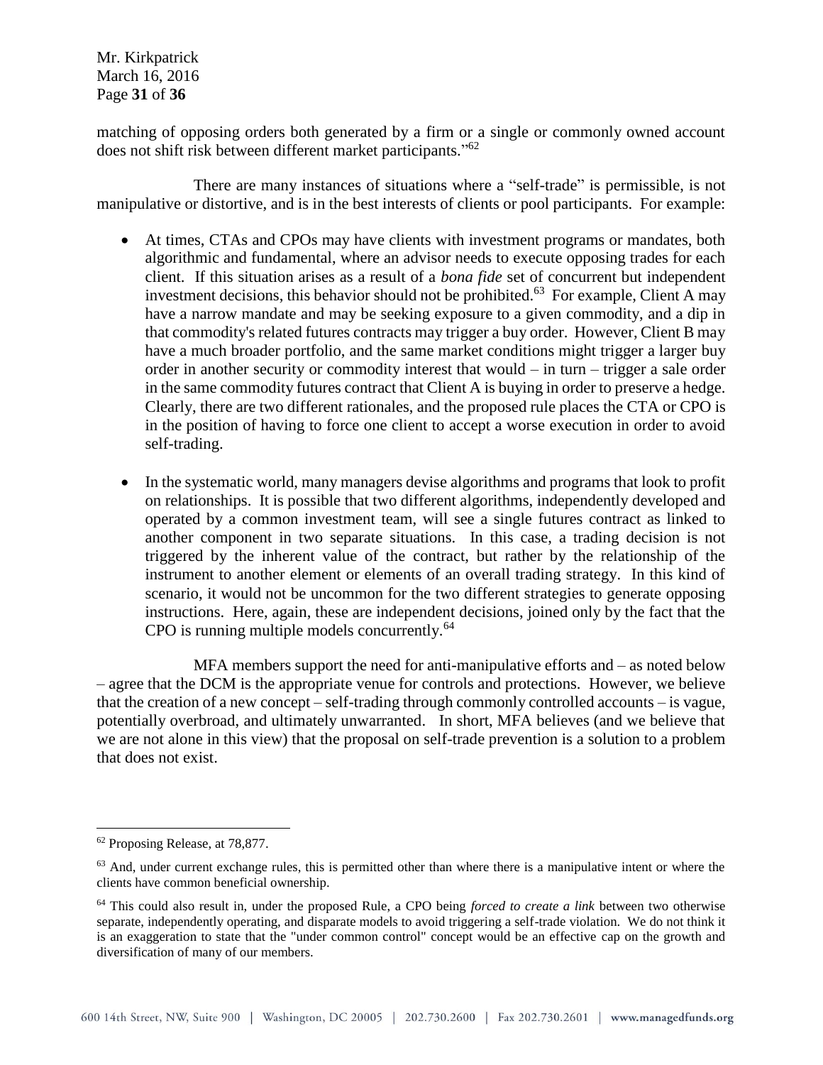matching of opposing orders both generated by a firm or a single or commonly owned account does not shift risk between different market participants."[62]

There are many instances of situations where a "self-trade" is permissible, is not manipulative or distortive, and is in the best interests of clients or pool participants. For example:

- At times, CTAs and CPOs may have clients with investment programs or mandates, both algorithmic and fundamental, where an advisor needs to execute opposing trades for each client. If this situation arises as a result of a *bona fide* set of concurrent but independent investment decisions, this behavior should not be prohibited.[63] For example, Client A may have a narrow mandate and may be seeking exposure to a given commodity, and a dip in that commodity's related futures contracts may trigger a buy order. However, Client B may have a much broader portfolio, and the same market conditions might trigger a larger buy order in another security or commodity interest that would – in turn – trigger a sale order in the same commodity futures contract that Client A is buying in order to preserve a hedge. Clearly, there are two different rationales, and the proposed rule places the CTA or CPO is in the position of having to force one client to accept a worse execution in order to avoid self-trading.

- In the systematic world, many managers devise algorithms and programs that look to profit on relationships. It is possible that two different algorithms, independently developed and operated by a common investment team, will see a single futures contract as linked to another component in two separate situations. In this case, a trading decision is not triggered by the inherent value of the contract, but rather by the relationship of the instrument to another element or elements of an overall trading strategy. In this kind of scenario, it would not be uncommon for the two different strategies to generate opposing instructions. Here, again, these are independent decisions, joined only by the fact that the CPO is running multiple models concurrently.[64]

MFA members support the need for anti-manipulative efforts and – as noted below – agree that the DCM is the appropriate venue for controls and protections. However, we believe that the creation of a new concept – self-trading through commonly controlled accounts – is vague, potentially overbroad, and ultimately unwarranted. In short, MFA believes (and we believe that we are not alone in this view) that the proposal on self-trade prevention is a solution to a problem that does not exist.

---

[62] Proposing Release, at 78,877.

[63] And, under current exchange rules, this is permitted other than where there is a manipulative intent or where the clients have common beneficial ownership.

[64] This could also result in, under the proposed Rule, a CPO being *forced to create a link* between two otherwise separate, independently operating, and disparate models to avoid triggering a self-trade violation. We do not think it is an exaggeration to state that the "under common control" concept would be an effective cap on the growth and diversification of many of our members.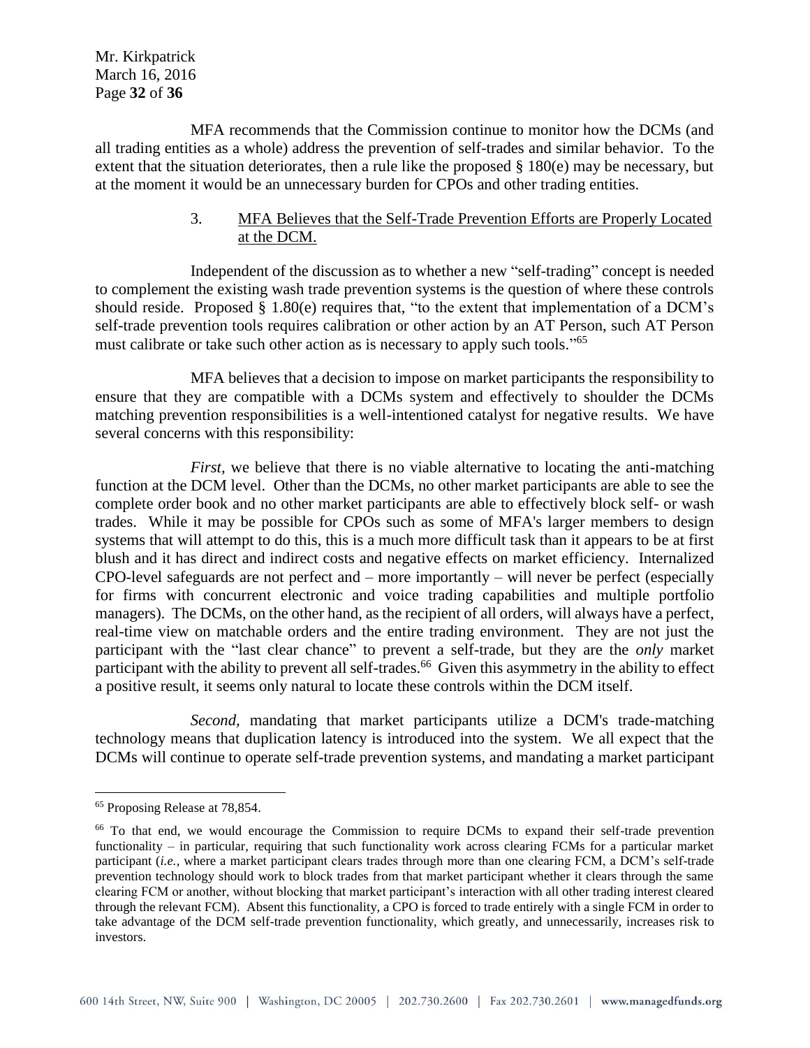MFA recommends that the Commission continue to monitor how the DCMs (and all trading entities as a whole) address the prevention of self-trades and similar behavior. To the extent that the situation deteriorates, then a rule like the proposed § 180(e) may be necessary, but at the moment it would be an unnecessary burden for CPOs and other trading entities.

### 3. MFA Believes that the Self-Trade Prevention Efforts are Properly Located at the DCM.

Independent of the discussion as to whether a new "self-trading" concept is needed to complement the existing wash trade prevention systems is the question of where these controls should reside. Proposed § 1.80(e) requires that, "to the extent that implementation of a DCM's self-trade prevention tools requires calibration or other action by an AT Person, such AT Person must calibrate or take such other action as is necessary to apply such tools."[65]

MFA believes that a decision to impose on market participants the responsibility to ensure that they are compatible with a DCMs system and effectively to shoulder the DCMs matching prevention responsibilities is a well-intentioned catalyst for negative results. We have several concerns with this responsibility:

*First*, we believe that there is no viable alternative to locating the anti-matching function at the DCM level. Other than the DCMs, no other market participants are able to see the complete order book and no other market participants are able to effectively block self- or wash trades. While it may be possible for CPOs such as some of MFA's larger members to design systems that will attempt to do this, this is a much more difficult task than it appears to be at first blush and it has direct and indirect costs and negative effects on market efficiency. Internalized CPO-level safeguards are not perfect and – more importantly – will never be perfect (especially for firms with concurrent electronic and voice trading capabilities and multiple portfolio managers). The DCMs, on the other hand, as the recipient of all orders, will always have a perfect, real-time view on matchable orders and the entire trading environment. They are not just the participant with the "last clear chance" to prevent a self-trade, but they are the *only* market participant with the ability to prevent all self-trades.[66] Given this asymmetry in the ability to effect a positive result, it seems only natural to locate these controls within the DCM itself.

*Second*, mandating that market participants utilize a DCM's trade-matching technology means that duplication latency is introduced into the system. We all expect that the DCMs will continue to operate self-trade prevention systems, and mandating a market participant

---

[65] Proposing Release at 78,854.

[66] To that end, we would encourage the Commission to require DCMs to expand their self-trade prevention functionality – in particular, requiring that such functionality work across clearing FCMs for a particular market participant (*i.e.*, where a market participant clears trades through more than one clearing FCM, a DCM's self-trade prevention technology should work to block trades from that market participant whether it clears through the same clearing FCM or another, without blocking that market participant's interaction with all other trading interest cleared through the relevant FCM). Absent this functionality, a CPO is forced to trade entirely with a single FCM in order to take advantage of the DCM self-trade prevention functionality, which greatly, and unnecessarily, increases risk to investors.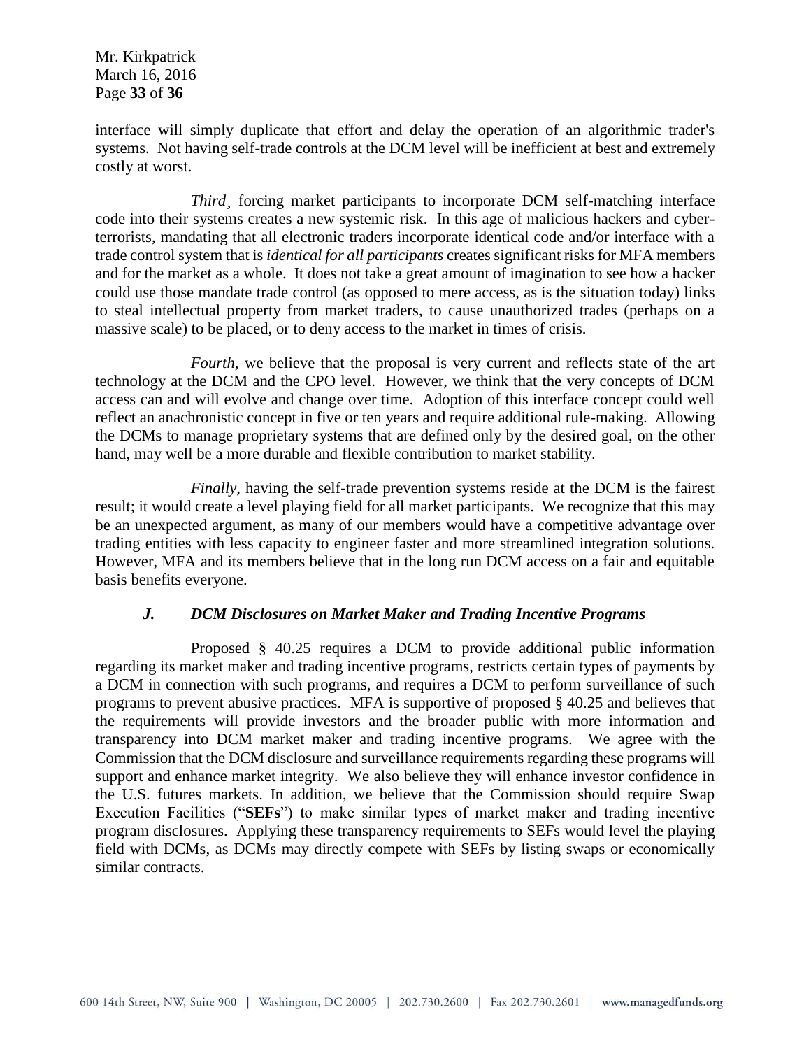interface will simply duplicate that effort and delay the operation of an algorithmic trader's systems. Not having self-trade controls at the DCM level will be inefficient at best and extremely costly at worst.

*Third*¸ forcing market participants to incorporate DCM self-matching interface code into their systems creates a new systemic risk. In this age of malicious hackers and cyber-terrorists, mandating that all electronic traders incorporate identical code and/or interface with a trade control system that is *identical for all participants* creates significant risks for MFA members and for the market as a whole. It does not take a great amount of imagination to see how a hacker could use those mandate trade control (as opposed to mere access, as is the situation today) links to steal intellectual property from market traders, to cause unauthorized trades (perhaps on a massive scale) to be placed, or to deny access to the market in times of crisis.

*Fourth,* we believe that the proposal is very current and reflects state of the art technology at the DCM and the CPO level. However, we think that the very concepts of DCM access can and will evolve and change over time. Adoption of this interface concept could well reflect an anachronistic concept in five or ten years and require additional rule-making. Allowing the DCMs to manage proprietary systems that are defined only by the desired goal, on the other hand, may well be a more durable and flexible contribution to market stability.

*Finally,* having the self-trade prevention systems reside at the DCM is the fairest result; it would create a level playing field for all market participants. We recognize that this may be an unexpected argument, as many of our members would have a competitive advantage over trading entities with less capacity to engineer faster and more streamlined integration solutions. However, MFA and its members believe that in the long run DCM access on a fair and equitable basis benefits everyone.

### *J. DCM Disclosures on Market Maker and Trading Incentive Programs*

Proposed § 40.25 requires a DCM to provide additional public information regarding its market maker and trading incentive programs, restricts certain types of payments by a DCM in connection with such programs, and requires a DCM to perform surveillance of such programs to prevent abusive practices. MFA is supportive of proposed § 40.25 and believes that the requirements will provide investors and the broader public with more information and transparency into DCM market maker and trading incentive programs. We agree with the Commission that the DCM disclosure and surveillance requirements regarding these programs will support and enhance market integrity. We also believe they will enhance investor confidence in the U.S. futures markets. In addition, we believe that the Commission should require Swap Execution Facilities ("**SEFs**") to make similar types of market maker and trading incentive program disclosures. Applying these transparency requirements to SEFs would level the playing field with DCMs, as DCMs may directly compete with SEFs by listing swaps or economically similar contracts.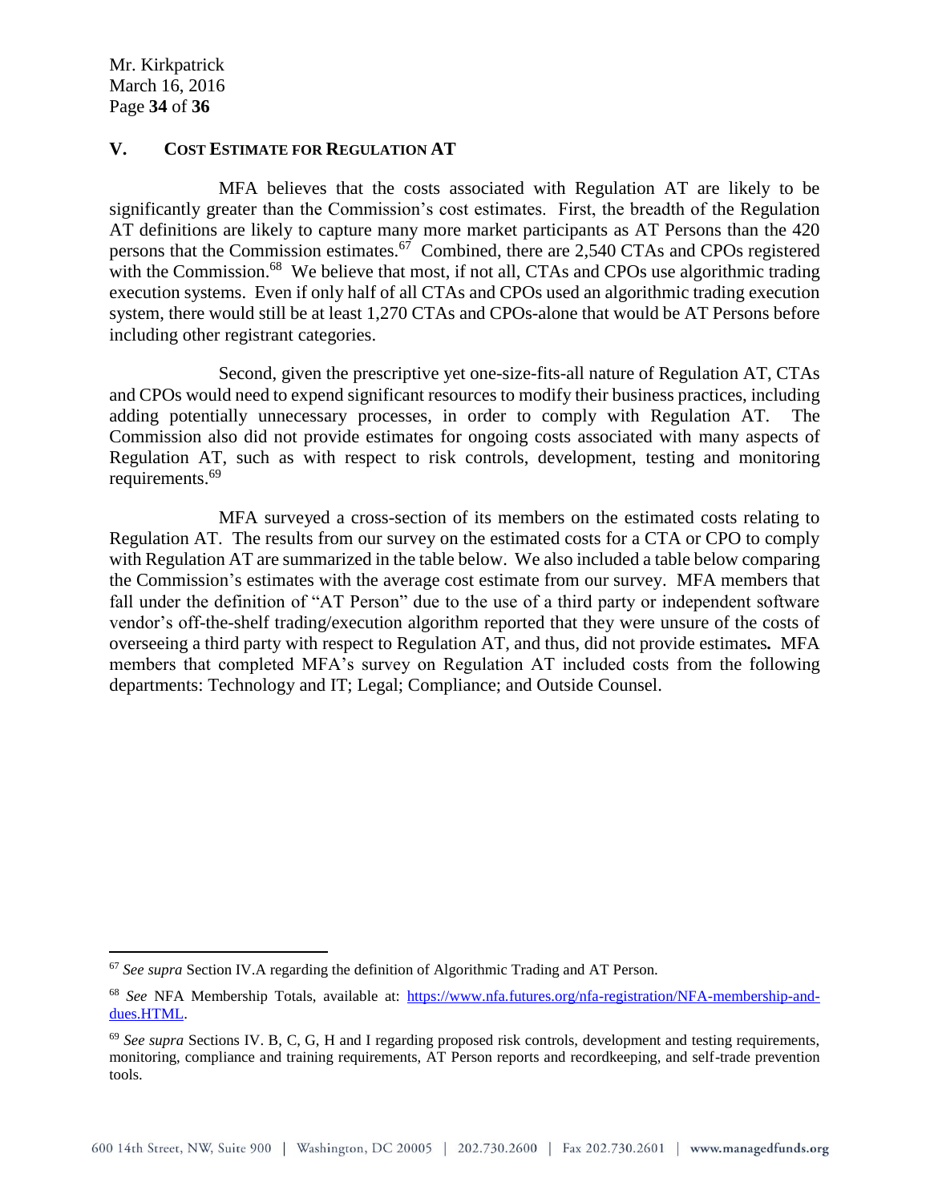## V. Cost Estimate for Regulation AT

MFA believes that the costs associated with Regulation AT are likely to be significantly greater than the Commission's cost estimates. First, the breadth of the Regulation AT definitions are likely to capture many more market participants as AT Persons than the 420 persons that the Commission estimates.[67] Combined, there are 2,540 CTAs and CPOs registered with the Commission.[68] We believe that most, if not all, CTAs and CPOs use algorithmic trading execution systems. Even if only half of all CTAs and CPOs used an algorithmic trading execution system, there would still be at least 1,270 CTAs and CPOs-alone that would be AT Persons before including other registrant categories.

Second, given the prescriptive yet one-size-fits-all nature of Regulation AT, CTAs and CPOs would need to expend significant resources to modify their business practices, including adding potentially unnecessary processes, in order to comply with Regulation AT. The Commission also did not provide estimates for ongoing costs associated with many aspects of Regulation AT, such as with respect to risk controls, development, testing and monitoring requirements.[69]

MFA surveyed a cross-section of its members on the estimated costs relating to Regulation AT. The results from our survey on the estimated costs for a CTA or CPO to comply with Regulation AT are summarized in the table below. We also included a table below comparing the Commission's estimates with the average cost estimate from our survey. MFA members that fall under the definition of "AT Person" due to the use of a third party or independent software vendor's off-the-shelf trading/execution algorithm reported that they were unsure of the costs of overseeing a third party with respect to Regulation AT, and thus, did not provide estimates**.** MFA members that completed MFA's survey on Regulation AT included costs from the following departments: Technology and IT; Legal; Compliance; and Outside Counsel.

---

[67] *See supra* Section IV.A regarding the definition of Algorithmic Trading and AT Person.

[68] *See* NFA Membership Totals, available at: [https://www.nfa.futures.org/nfa-registration/NFA-membership-and-dues.HTML](https://www.nfa.futures.org/nfa-registration/NFA-membership-and-dues.HTML).

[69] *See supra* Sections IV. B, C, G, H and I regarding proposed risk controls, development and testing requirements, monitoring, compliance and training requirements, AT Person reports and recordkeeping, and self-trade prevention tools.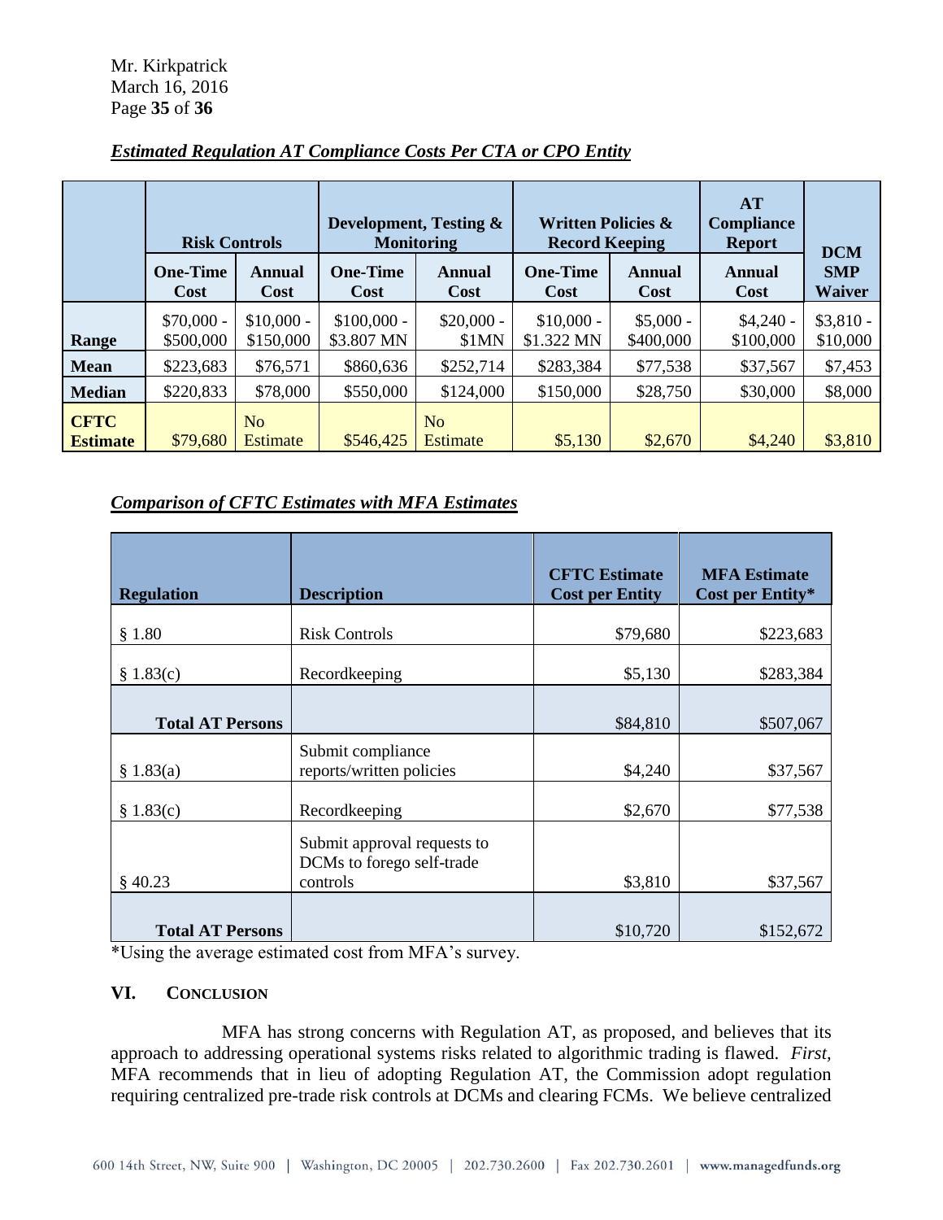***Estimated Regulation AT Compliance Costs Per CTA or CPO Entity***

| | Risk Controls | | Development, Testing & Monitoring | | Written Policies & Record Keeping | | AT Compliance Report | DCM SMP Waiver |
|---|---|---|---|---|---|---|---|---|
| | **One-Time Cost** | **Annual Cost** | **One-Time Cost** | **Annual Cost** | **One-Time Cost** | **Annual Cost** | **Annual Cost** | |
| **Range** | $70,000 - $500,000 | $10,000 - $150,000 | $100,000 - $3.807 MN | $20,000 - $1MN | $10,000 - $1.322 MN | $5,000 - $400,000 | $4,240 - $100,000 | $3,810 - $10,000 |
| **Mean** | $223,683 | $76,571 | $860,636 | $252,714 | $283,384 | $77,538 | $37,567 | $7,453 |
| **Median** | $220,833 | $78,000 | $550,000 | $124,000 | $150,000 | $28,750 | $30,000 | $8,000 |
| **CFTC Estimate** | $79,680 | No Estimate | $546,425 | No Estimate | $5,130 | $2,670 | $4,240 | $3,810 |

***Comparison of CFTC Estimates with MFA Estimates***

| Regulation | Description | CFTC Estimate Cost per Entity | MFA Estimate Cost per Entity* |
|---|---|---|---|
| § 1.80 | Risk Controls | $79,680 | $223,683 |
| § 1.83(c) | Recordkeeping | $5,130 | $283,384 |
| **Total AT Persons** | | $84,810 | $507,067 |
| § 1.83(a) | Submit compliance reports/written policies | $4,240 | $37,567 |
| § 1.83(c) | Recordkeeping | $2,670 | $77,538 |
| § 40.23 | Submit approval requests to DCMs to forego self-trade controls | $3,810 | $37,567 |
| **Total AT Persons** | | $10,720 | $152,672 |

*Using the average estimated cost from MFA's survey.

## VI. CONCLUSION

MFA has strong concerns with Regulation AT, as proposed, and believes that its approach to addressing operational systems risks related to algorithmic trading is flawed. *First*, MFA recommends that in lieu of adopting Regulation AT, the Commission adopt regulation requiring centralized pre-trade risk controls at DCMs and clearing FCMs. We believe centralized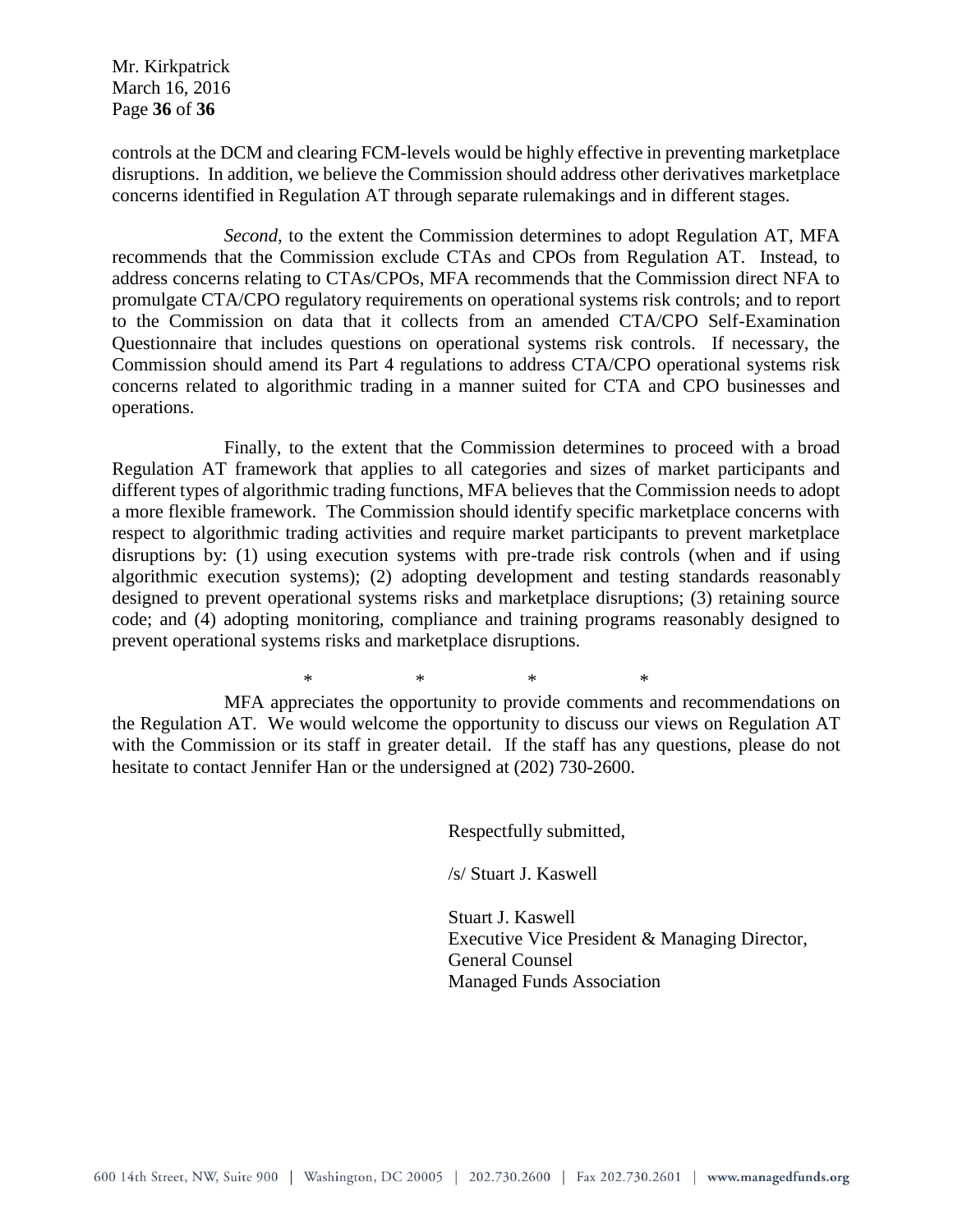controls at the DCM and clearing FCM-levels would be highly effective in preventing marketplace disruptions. In addition, we believe the Commission should address other derivatives marketplace concerns identified in Regulation AT through separate rulemakings and in different stages.

*Second*, to the extent the Commission determines to adopt Regulation AT, MFA recommends that the Commission exclude CTAs and CPOs from Regulation AT. Instead, to address concerns relating to CTAs/CPOs, MFA recommends that the Commission direct NFA to promulgate CTA/CPO regulatory requirements on operational systems risk controls; and to report to the Commission on data that it collects from an amended CTA/CPO Self-Examination Questionnaire that includes questions on operational systems risk controls. If necessary, the Commission should amend its Part 4 regulations to address CTA/CPO operational systems risk concerns related to algorithmic trading in a manner suited for CTA and CPO businesses and operations.

Finally, to the extent that the Commission determines to proceed with a broad Regulation AT framework that applies to all categories and sizes of market participants and different types of algorithmic trading functions, MFA believes that the Commission needs to adopt a more flexible framework. The Commission should identify specific marketplace concerns with respect to algorithmic trading activities and require market participants to prevent marketplace disruptions by: (1) using execution systems with pre-trade risk controls (when and if using algorithmic execution systems); (2) adopting development and testing standards reasonably designed to prevent operational systems risks and marketplace disruptions; (3) retaining source code; and (4) adopting monitoring, compliance and training programs reasonably designed to prevent operational systems risks and marketplace disruptions.

\* \* \* \*

MFA appreciates the opportunity to provide comments and recommendations on the Regulation AT. We would welcome the opportunity to discuss our views on Regulation AT with the Commission or its staff in greater detail. If the staff has any questions, please do not hesitate to contact Jennifer Han or the undersigned at (202) 730-2600.

Respectfully submitted,

/s/ Stuart J. Kaswell

Stuart J. Kaswell
Executive Vice President & Managing Director,
General Counsel
Managed Funds Association